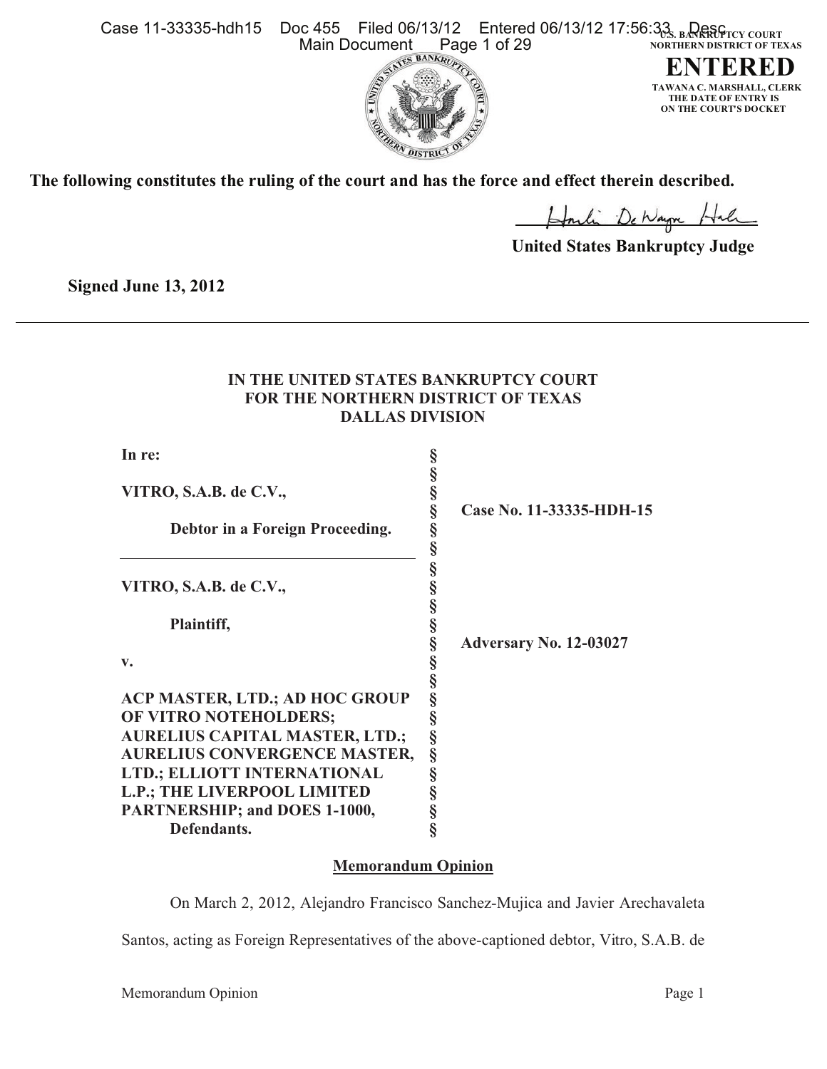U.S. BANKRUPTCY COURT
NORTHERN DISTRICT OF TEXAS

**ENTERED**

TAWANA C. MARSHALL, CLERK
THE DATE OF ENTRY IS
ON THE COURT'S DOCKET

**The following constitutes the ruling of the court and has the force and effect therein described.**

**United States Bankruptcy Judge**

**Signed June 13, 2012**

---

**IN THE UNITED STATES BANKRUPTCY COURT**
**FOR THE NORTHERN DISTRICT OF TEXAS**
**DALLAS DIVISION**

| | | |
|---|---|---|
| **In re:** | § | |
| | § | |
| **VITRO, S.A.B. de C.V.,** | § | |
| | § | **Case No. 11-33335-HDH-15** |
| **Debtor in a Foreign Proceeding.** | § | |
| | § | |
| | § | |
| **VITRO, S.A.B. de C.V.,** | § | |
| | § | |
| **Plaintiff,** | § | |
| | § | **Adversary No. 12-03027** |
| **v.** | § | |
| | § | |
| **ACP MASTER, LTD.; AD HOC GROUP OF VITRO NOTEHOLDERS; AURELIUS CAPITAL MASTER, LTD.; AURELIUS CONVERGENCE MASTER, LTD.; ELLIOTT INTERNATIONAL L.P.; THE LIVERPOOL LIMITED PARTNERSHIP; and DOES 1-1000,** | § | |
| **Defendants.** | § | |

## Memorandum Opinion

On March 2, 2012, Alejandro Francisco Sanchez-Mujica and Javier Arechavaleta Santos, acting as Foreign Representatives of the above-captioned debtor, Vitro, S.A.B. de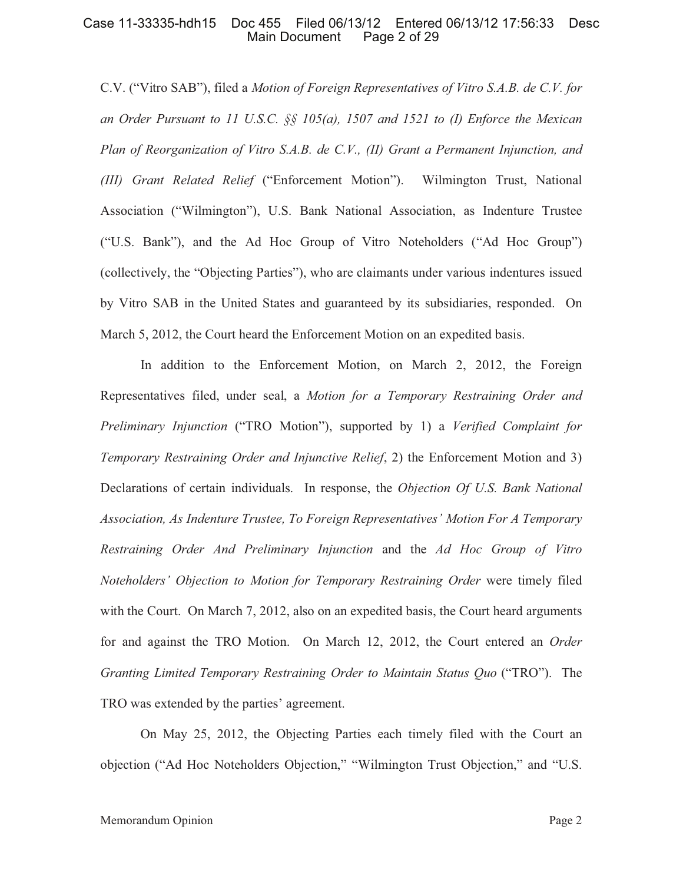C.V. ("Vitro SAB"), filed a *Motion of Foreign Representatives of Vitro S.A.B. de C.V. for an Order Pursuant to 11 U.S.C. §§ 105(a), 1507 and 1521 to (I) Enforce the Mexican Plan of Reorganization of Vitro S.A.B. de C.V., (II) Grant a Permanent Injunction, and (III) Grant Related Relief* ("Enforcement Motion"). Wilmington Trust, National Association ("Wilmington"), U.S. Bank National Association, as Indenture Trustee ("U.S. Bank"), and the Ad Hoc Group of Vitro Noteholders ("Ad Hoc Group") (collectively, the "Objecting Parties"), who are claimants under various indentures issued by Vitro SAB in the United States and guaranteed by its subsidiaries, responded. On March 5, 2012, the Court heard the Enforcement Motion on an expedited basis.

In addition to the Enforcement Motion, on March 2, 2012, the Foreign Representatives filed, under seal, a *Motion for a Temporary Restraining Order and Preliminary Injunction* ("TRO Motion"), supported by 1) a *Verified Complaint for Temporary Restraining Order and Injunctive Relief*, 2) the Enforcement Motion and 3) Declarations of certain individuals. In response, the *Objection Of U.S. Bank National Association, As Indenture Trustee, To Foreign Representatives' Motion For A Temporary Restraining Order And Preliminary Injunction* and the *Ad Hoc Group of Vitro Noteholders' Objection to Motion for Temporary Restraining Order* were timely filed with the Court. On March 7, 2012, also on an expedited basis, the Court heard arguments for and against the TRO Motion. On March 12, 2012, the Court entered an *Order Granting Limited Temporary Restraining Order to Maintain Status Quo* ("TRO"). The TRO was extended by the parties' agreement.

On May 25, 2012, the Objecting Parties each timely filed with the Court an objection ("Ad Hoc Noteholders Objection," "Wilmington Trust Objection," and "U.S.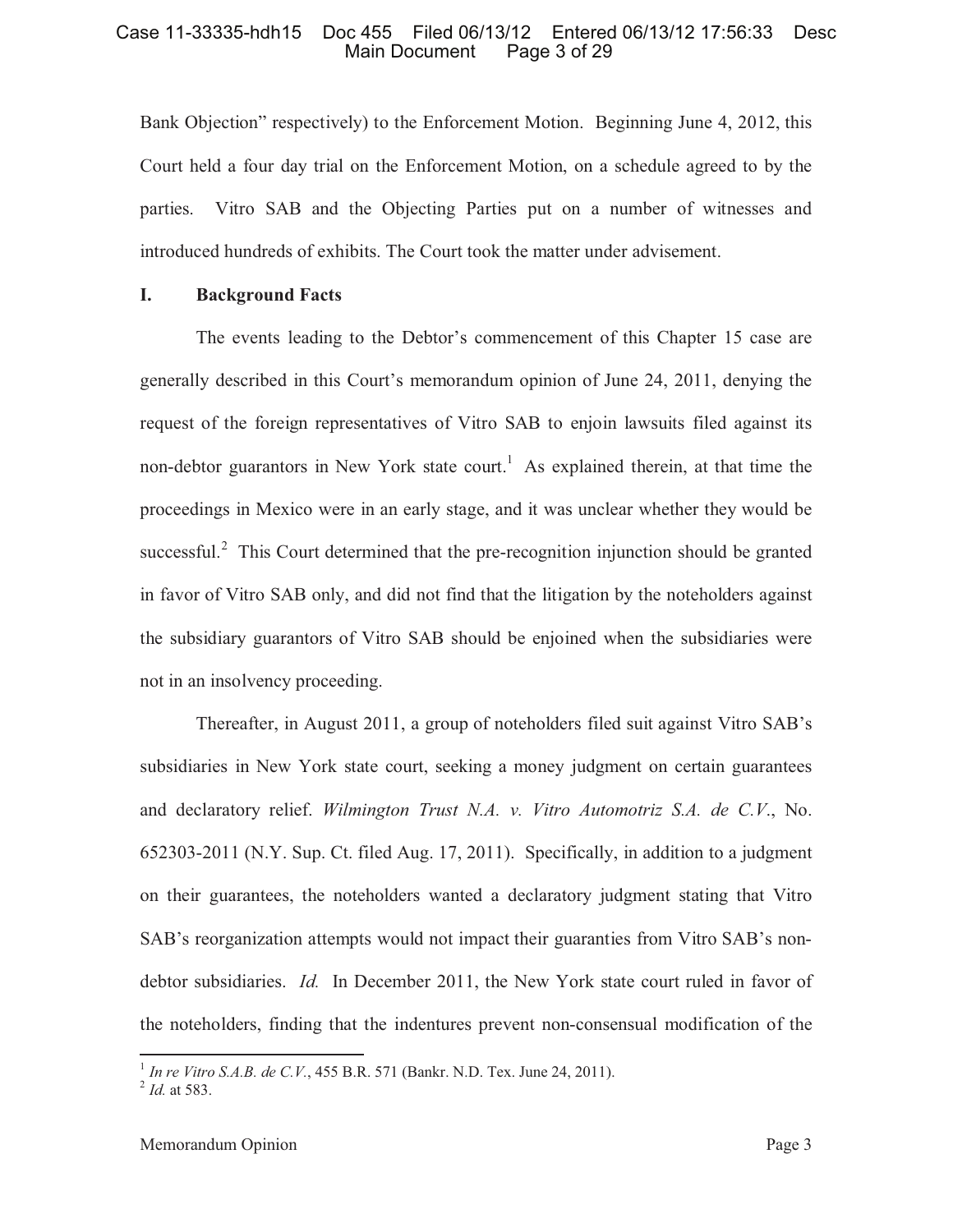Bank Objection" respectively) to the Enforcement Motion. Beginning June 4, 2012, this Court held a four day trial on the Enforcement Motion, on a schedule agreed to by the parties. Vitro SAB and the Objecting Parties put on a number of witnesses and introduced hundreds of exhibits. The Court took the matter under advisement.

## I. Background Facts

The events leading to the Debtor's commencement of this Chapter 15 case are generally described in this Court's memorandum opinion of June 24, 2011, denying the request of the foreign representatives of Vitro SAB to enjoin lawsuits filed against its non-debtor guarantors in New York state court.[1] As explained therein, at that time the proceedings in Mexico were in an early stage, and it was unclear whether they would be successful.[2] This Court determined that the pre-recognition injunction should be granted in favor of Vitro SAB only, and did not find that the litigation by the noteholders against the subsidiary guarantors of Vitro SAB should be enjoined when the subsidiaries were not in an insolvency proceeding.

Thereafter, in August 2011, a group of noteholders filed suit against Vitro SAB's subsidiaries in New York state court, seeking a money judgment on certain guarantees and declaratory relief. *Wilmington Trust N.A. v. Vitro Automotriz S.A. de C.V.*, No. 652303-2011 (N.Y. Sup. Ct. filed Aug. 17, 2011). Specifically, in addition to a judgment on their guarantees, the noteholders wanted a declaratory judgment stating that Vitro SAB's reorganization attempts would not impact their guaranties from Vitro SAB's non-debtor subsidiaries. *Id.* In December 2011, the New York state court ruled in favor of the noteholders, finding that the indentures prevent non-consensual modification of the

---

[1] *In re Vitro S.A.B. de C.V.*, 455 B.R. 571 (Bankr. N.D. Tex. June 24, 2011).

[2] *Id.* at 583.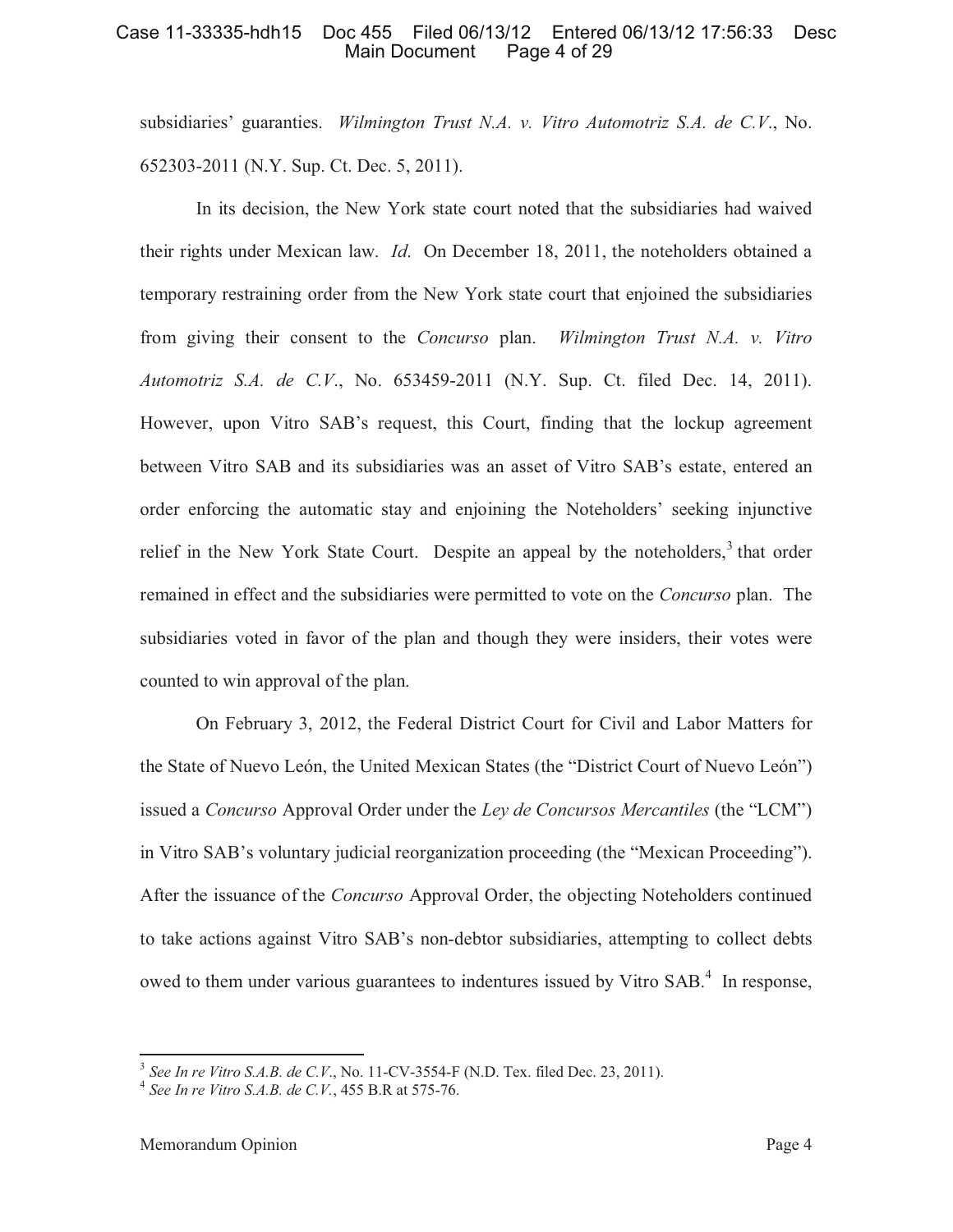subsidiaries' guaranties. *Wilmington Trust N.A. v. Vitro Automotriz S.A. de C.V.*, No. 652303-2011 (N.Y. Sup. Ct. Dec. 5, 2011).

In its decision, the New York state court noted that the subsidiaries had waived their rights under Mexican law. *Id*. On December 18, 2011, the noteholders obtained a temporary restraining order from the New York state court that enjoined the subsidiaries from giving their consent to the *Concurso* plan. *Wilmington Trust N.A. v. Vitro Automotriz S.A. de C.V.*, No. 653459-2011 (N.Y. Sup. Ct. filed Dec. 14, 2011). However, upon Vitro SAB's request, this Court, finding that the lockup agreement between Vitro SAB and its subsidiaries was an asset of Vitro SAB's estate, entered an order enforcing the automatic stay and enjoining the Noteholders' seeking injunctive relief in the New York State Court. Despite an appeal by the noteholders,[3] that order remained in effect and the subsidiaries were permitted to vote on the *Concurso* plan. The subsidiaries voted in favor of the plan and though they were insiders, their votes were counted to win approval of the plan.

On February 3, 2012, the Federal District Court for Civil and Labor Matters for the State of Nuevo León, the United Mexican States (the "District Court of Nuevo León") issued a *Concurso* Approval Order under the *Ley de Concursos Mercantiles* (the "LCM") in Vitro SAB's voluntary judicial reorganization proceeding (the "Mexican Proceeding"). After the issuance of the *Concurso* Approval Order, the objecting Noteholders continued to take actions against Vitro SAB's non-debtor subsidiaries, attempting to collect debts owed to them under various guarantees to indentures issued by Vitro SAB.[4] In response,

---

[3] *See In re Vitro S.A.B. de C.V.*, No. 11-CV-3554-F (N.D. Tex. filed Dec. 23, 2011).

[4] *See In re Vitro S.A.B. de C.V.*, 455 B.R at 575-76.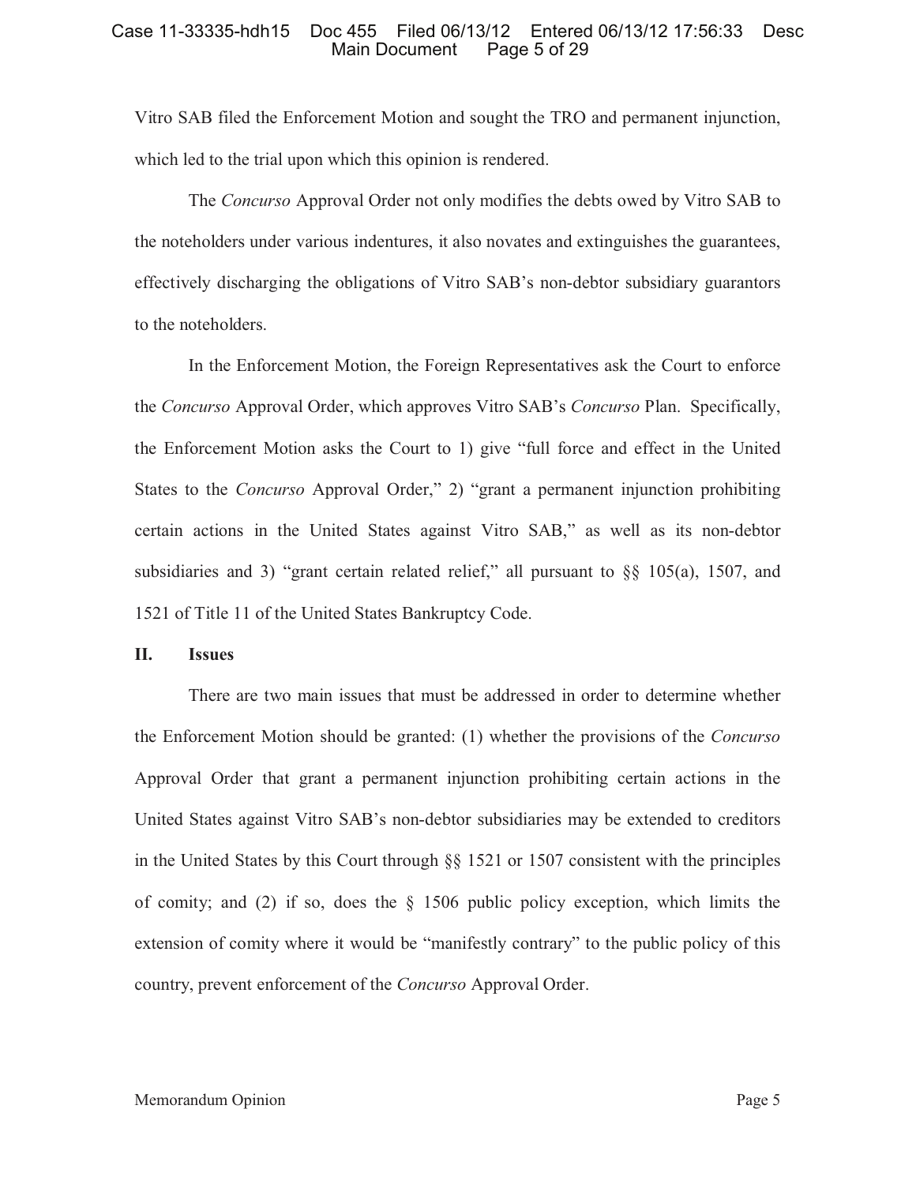Vitro SAB filed the Enforcement Motion and sought the TRO and permanent injunction, which led to the trial upon which this opinion is rendered.

The *Concurso* Approval Order not only modifies the debts owed by Vitro SAB to the noteholders under various indentures, it also novates and extinguishes the guarantees, effectively discharging the obligations of Vitro SAB's non-debtor subsidiary guarantors to the noteholders.

In the Enforcement Motion, the Foreign Representatives ask the Court to enforce the *Concurso* Approval Order, which approves Vitro SAB's *Concurso* Plan. Specifically, the Enforcement Motion asks the Court to 1) give "full force and effect in the United States to the *Concurso* Approval Order," 2) "grant a permanent injunction prohibiting certain actions in the United States against Vitro SAB," as well as its non-debtor subsidiaries and 3) "grant certain related relief," all pursuant to §§ 105(a), 1507, and 1521 of Title 11 of the United States Bankruptcy Code.

## II. Issues

There are two main issues that must be addressed in order to determine whether the Enforcement Motion should be granted: (1) whether the provisions of the *Concurso* Approval Order that grant a permanent injunction prohibiting certain actions in the United States against Vitro SAB's non-debtor subsidiaries may be extended to creditors in the United States by this Court through §§ 1521 or 1507 consistent with the principles of comity; and (2) if so, does the § 1506 public policy exception, which limits the extension of comity where it would be "manifestly contrary" to the public policy of this country, prevent enforcement of the *Concurso* Approval Order.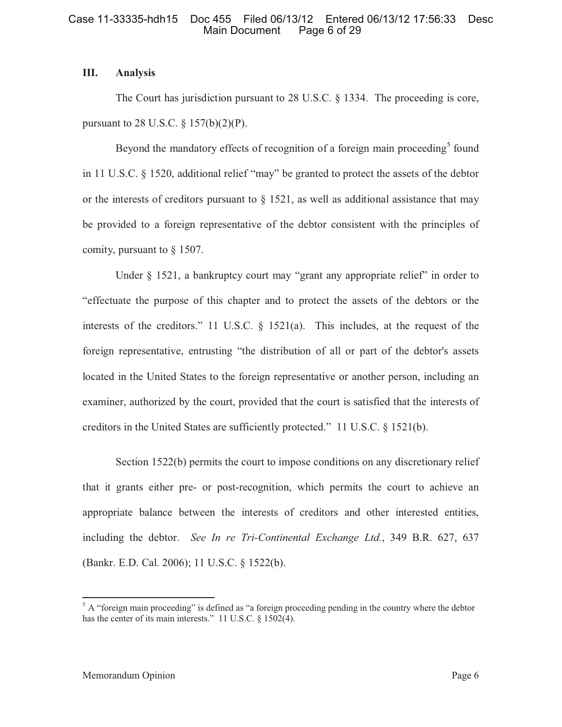## III. Analysis

The Court has jurisdiction pursuant to 28 U.S.C. § 1334. The proceeding is core, pursuant to 28 U.S.C. § 157(b)(2)(P).

Beyond the mandatory effects of recognition of a foreign main proceeding[5] found in 11 U.S.C. § 1520, additional relief "may" be granted to protect the assets of the debtor or the interests of creditors pursuant to § 1521, as well as additional assistance that may be provided to a foreign representative of the debtor consistent with the principles of comity, pursuant to § 1507.

Under § 1521, a bankruptcy court may "grant any appropriate relief" in order to "effectuate the purpose of this chapter and to protect the assets of the debtors or the interests of the creditors." 11 U.S.C. § 1521(a). This includes, at the request of the foreign representative, entrusting "the distribution of all or part of the debtor's assets located in the United States to the foreign representative or another person, including an examiner, authorized by the court, provided that the court is satisfied that the interests of creditors in the United States are sufficiently protected." 11 U.S.C. § 1521(b).

Section 1522(b) permits the court to impose conditions on any discretionary relief that it grants either pre- or post-recognition, which permits the court to achieve an appropriate balance between the interests of creditors and other interested entities, including the debtor. *See In re Tri-Continental Exchange Ltd.*, 349 B.R. 627, 637 (Bankr. E.D. Cal. 2006); 11 U.S.C. § 1522(b).

---

[5] A "foreign main proceeding" is defined as "a foreign proceeding pending in the country where the debtor has the center of its main interests." 11 U.S.C. § 1502(4).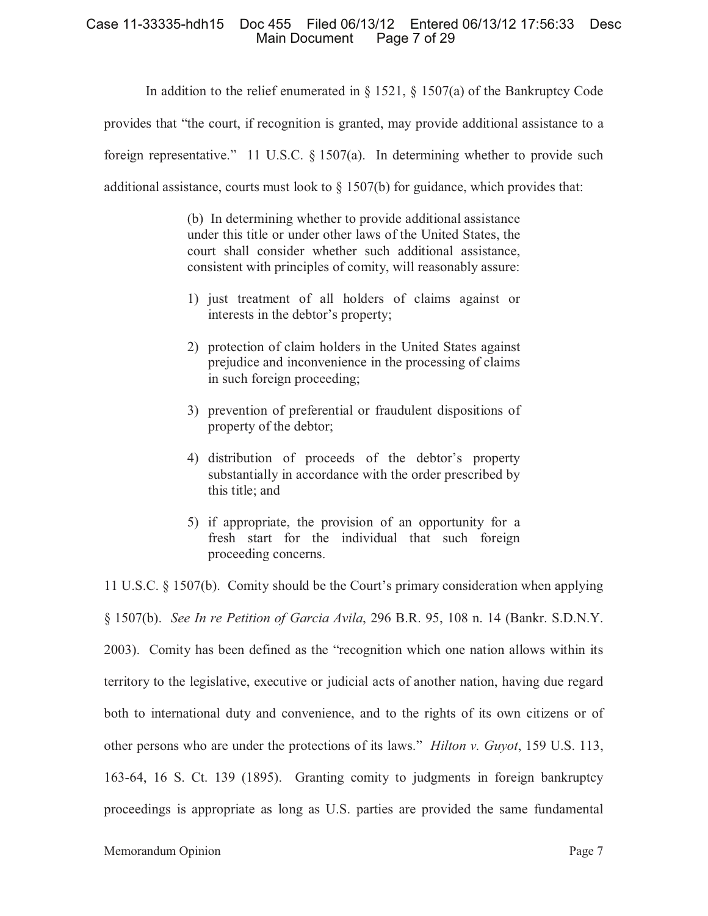In addition to the relief enumerated in § 1521, § 1507(a) of the Bankruptcy Code provides that "the court, if recognition is granted, may provide additional assistance to a foreign representative." 11 U.S.C. § 1507(a). In determining whether to provide such additional assistance, courts must look to § 1507(b) for guidance, which provides that:

> (b) In determining whether to provide additional assistance under this title or under other laws of the United States, the court shall consider whether such additional assistance, consistent with principles of comity, will reasonably assure:
>
> 1) just treatment of all holders of claims against or interests in the debtor's property;
>
> 2) protection of claim holders in the United States against prejudice and inconvenience in the processing of claims in such foreign proceeding;
>
> 3) prevention of preferential or fraudulent dispositions of property of the debtor;
>
> 4) distribution of proceeds of the debtor's property substantially in accordance with the order prescribed by this title; and
>
> 5) if appropriate, the provision of an opportunity for a fresh start for the individual that such foreign proceeding concerns.

11 U.S.C. § 1507(b). Comity should be the Court's primary consideration when applying § 1507(b). *See In re Petition of Garcia Avila*, 296 B.R. 95, 108 n. 14 (Bankr. S.D.N.Y. 2003). Comity has been defined as the "recognition which one nation allows within its territory to the legislative, executive or judicial acts of another nation, having due regard both to international duty and convenience, and to the rights of its own citizens or of other persons who are under the protections of its laws." *Hilton v. Guyot*, 159 U.S. 113, 163-64, 16 S. Ct. 139 (1895). Granting comity to judgments in foreign bankruptcy proceedings is appropriate as long as U.S. parties are provided the same fundamental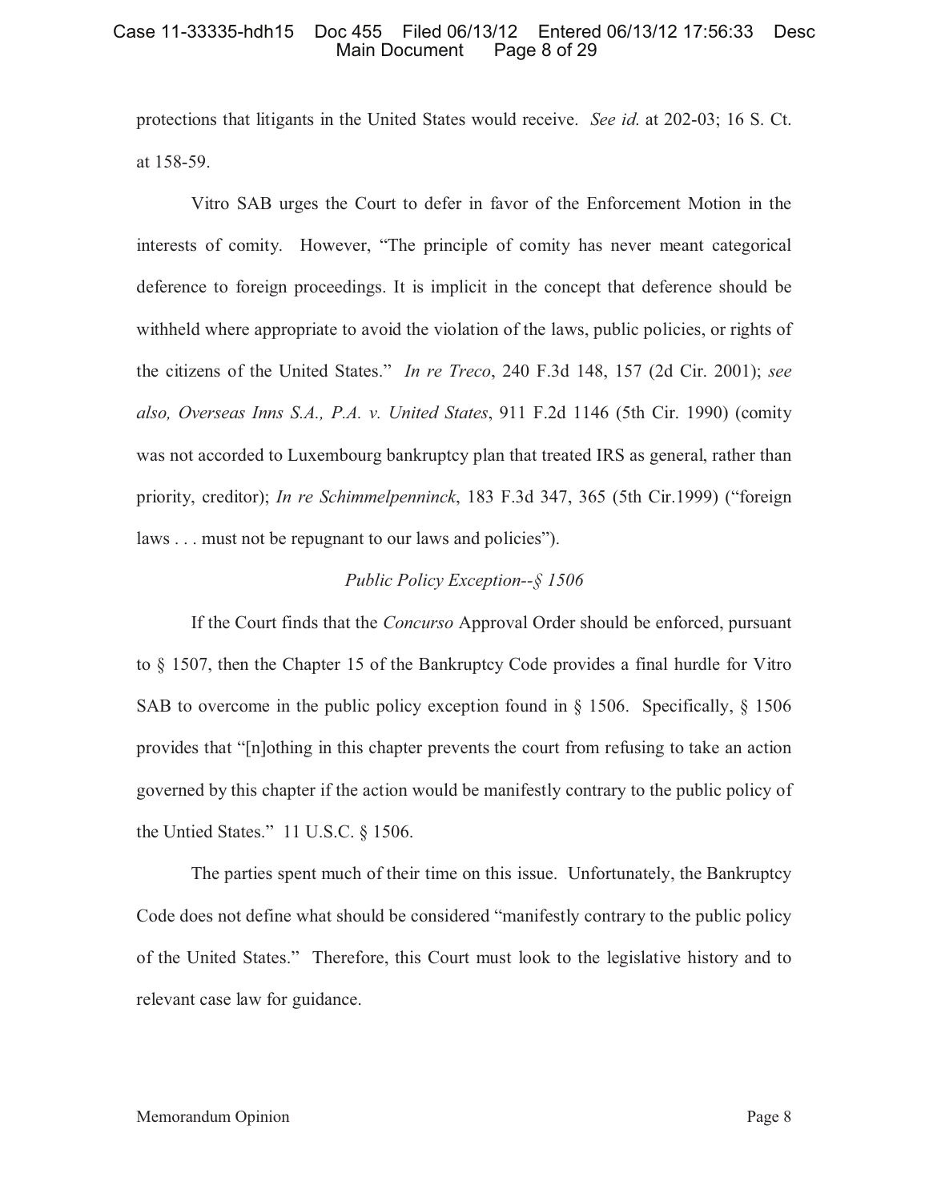protections that litigants in the United States would receive. *See id.* at 202-03; 16 S. Ct. at 158-59.

Vitro SAB urges the Court to defer in favor of the Enforcement Motion in the interests of comity. However, "The principle of comity has never meant categorical deference to foreign proceedings. It is implicit in the concept that deference should be withheld where appropriate to avoid the violation of the laws, public policies, or rights of the citizens of the United States." *In re Treco*, 240 F.3d 148, 157 (2d Cir. 2001); *see also, Overseas Inns S.A., P.A. v. United States*, 911 F.2d 1146 (5th Cir. 1990) (comity was not accorded to Luxembourg bankruptcy plan that treated IRS as general, rather than priority, creditor); *In re Schimmelpenninck*, 183 F.3d 347, 365 (5th Cir.1999) ("foreign laws . . . must not be repugnant to our laws and policies").

*Public Policy Exception--§ 1506*

If the Court finds that the *Concurso* Approval Order should be enforced, pursuant to § 1507, then the Chapter 15 of the Bankruptcy Code provides a final hurdle for Vitro SAB to overcome in the public policy exception found in § 1506. Specifically, § 1506 provides that "[n]othing in this chapter prevents the court from refusing to take an action governed by this chapter if the action would be manifestly contrary to the public policy of the Untied States." 11 U.S.C. § 1506.

The parties spent much of their time on this issue. Unfortunately, the Bankruptcy Code does not define what should be considered "manifestly contrary to the public policy of the United States." Therefore, this Court must look to the legislative history and to relevant case law for guidance.

Memorandum Opinion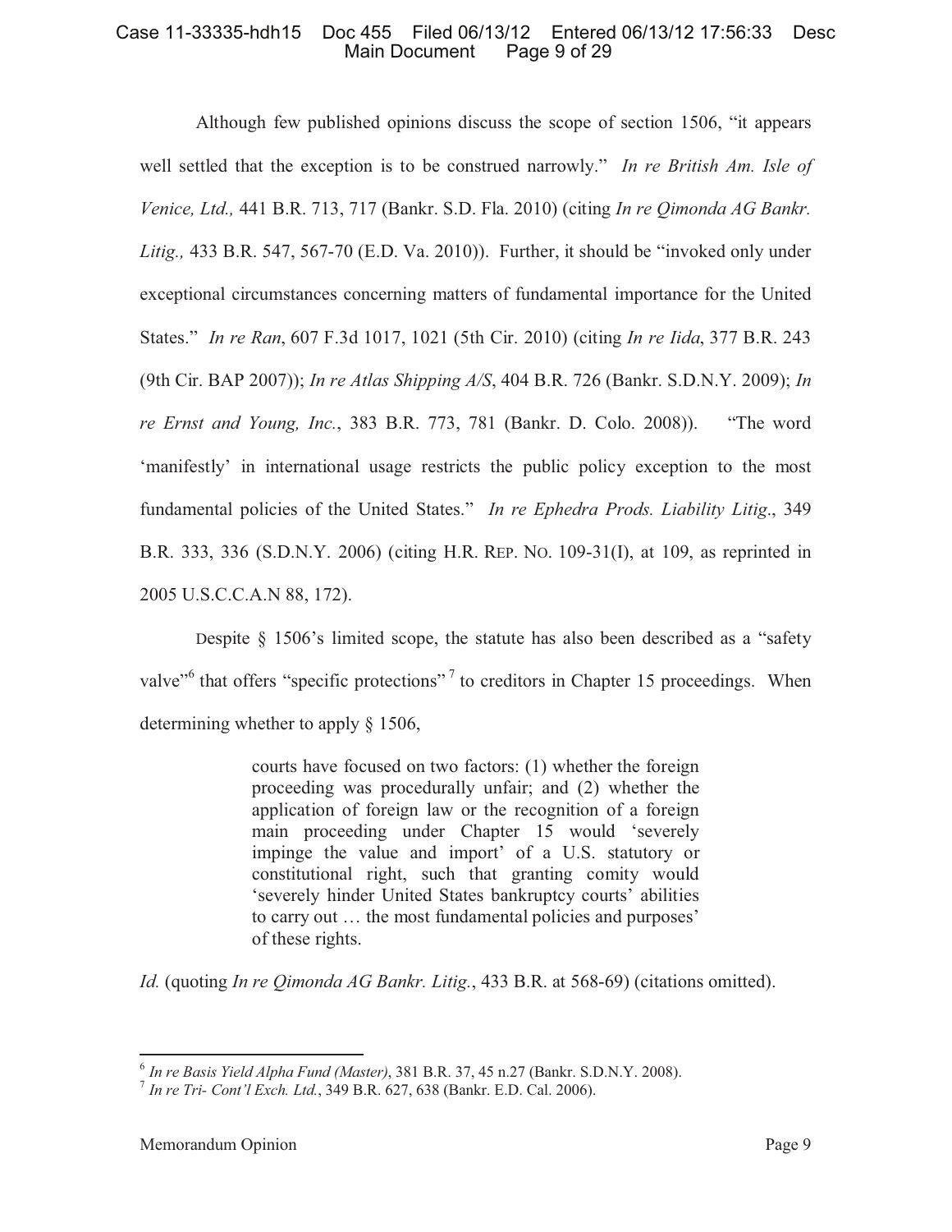Although few published opinions discuss the scope of section 1506, "it appears well settled that the exception is to be construed narrowly." *In re British Am. Isle of Venice, Ltd.,* 441 B.R. 713, 717 (Bankr. S.D. Fla. 2010) (citing *In re Qimonda AG Bankr. Litig.,* 433 B.R. 547, 567-70 (E.D. Va. 2010)). Further, it should be "invoked only under exceptional circumstances concerning matters of fundamental importance for the United States." *In re Ran*, 607 F.3d 1017, 1021 (5th Cir. 2010) (citing *In re Iida*, 377 B.R. 243 (9th Cir. BAP 2007)); *In re Atlas Shipping A/S*, 404 B.R. 726 (Bankr. S.D.N.Y. 2009); *In re Ernst and Young, Inc.*, 383 B.R. 773, 781 (Bankr. D. Colo. 2008)). "The word 'manifestly' in international usage restricts the public policy exception to the most fundamental policies of the United States." *In re Ephedra Prods. Liability Litig.*, 349 B.R. 333, 336 (S.D.N.Y. 2006) (citing H.R. REP. NO. 109-31(I), at 109, as reprinted in 2005 U.S.C.C.A.N 88, 172).

Despite § 1506's limited scope, the statute has also been described as a "safety valve"[6] that offers "specific protections"[7] to creditors in Chapter 15 proceedings. When determining whether to apply § 1506,

> courts have focused on two factors: (1) whether the foreign proceeding was procedurally unfair; and (2) whether the application of foreign law or the recognition of a foreign main proceeding under Chapter 15 would 'severely impinge the value and import' of a U.S. statutory or constitutional right, such that granting comity would 'severely hinder United States bankruptcy courts' abilities to carry out … the most fundamental policies and purposes' of these rights.

*Id.* (quoting *In re Qimonda AG Bankr. Litig.*, 433 B.R. at 568-69) (citations omitted).

---

[6] *In re Basis Yield Alpha Fund (Master)*, 381 B.R. 37, 45 n.27 (Bankr. S.D.N.Y. 2008).

[7] *In re Tri- Cont'l Exch. Ltd.*, 349 B.R. 627, 638 (Bankr. E.D. Cal. 2006).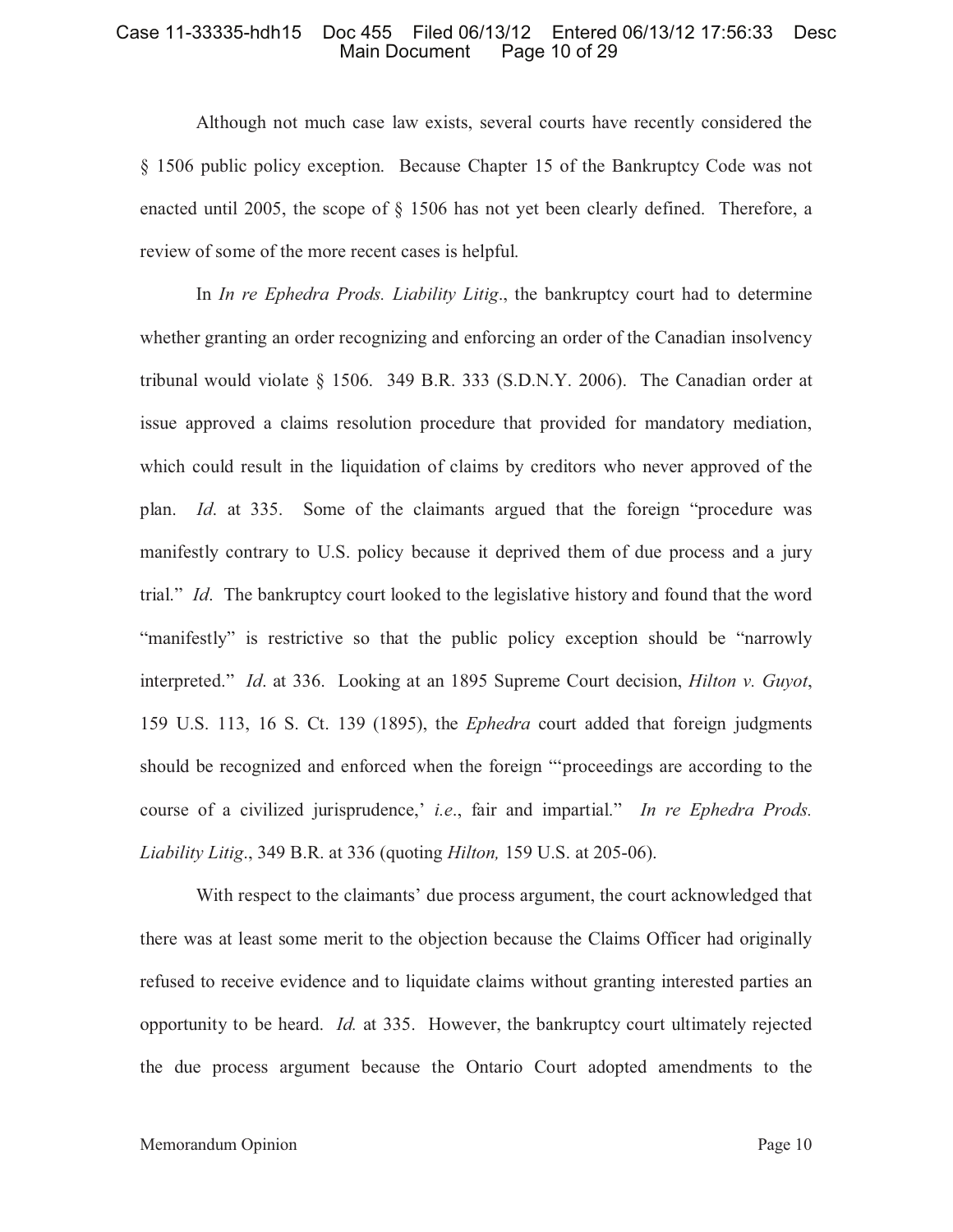Although not much case law exists, several courts have recently considered the § 1506 public policy exception. Because Chapter 15 of the Bankruptcy Code was not enacted until 2005, the scope of § 1506 has not yet been clearly defined. Therefore, a review of some of the more recent cases is helpful.

In *In re Ephedra Prods. Liability Litig*., the bankruptcy court had to determine whether granting an order recognizing and enforcing an order of the Canadian insolvency tribunal would violate § 1506. 349 B.R. 333 (S.D.N.Y. 2006). The Canadian order at issue approved a claims resolution procedure that provided for mandatory mediation, which could result in the liquidation of claims by creditors who never approved of the plan. *Id*. at 335. Some of the claimants argued that the foreign "procedure was manifestly contrary to U.S. policy because it deprived them of due process and a jury trial." *Id*. The bankruptcy court looked to the legislative history and found that the word "manifestly" is restrictive so that the public policy exception should be "narrowly interpreted." *Id*. at 336. Looking at an 1895 Supreme Court decision, *Hilton v. Guyot*, 159 U.S. 113, 16 S. Ct. 139 (1895), the *Ephedra* court added that foreign judgments should be recognized and enforced when the foreign "'proceedings are according to the course of a civilized jurisprudence,' *i.e*., fair and impartial." *In re Ephedra Prods. Liability Litig*., 349 B.R. at 336 (quoting *Hilton,* 159 U.S. at 205-06).

With respect to the claimants' due process argument, the court acknowledged that there was at least some merit to the objection because the Claims Officer had originally refused to receive evidence and to liquidate claims without granting interested parties an opportunity to be heard. *Id.* at 335. However, the bankruptcy court ultimately rejected the due process argument because the Ontario Court adopted amendments to the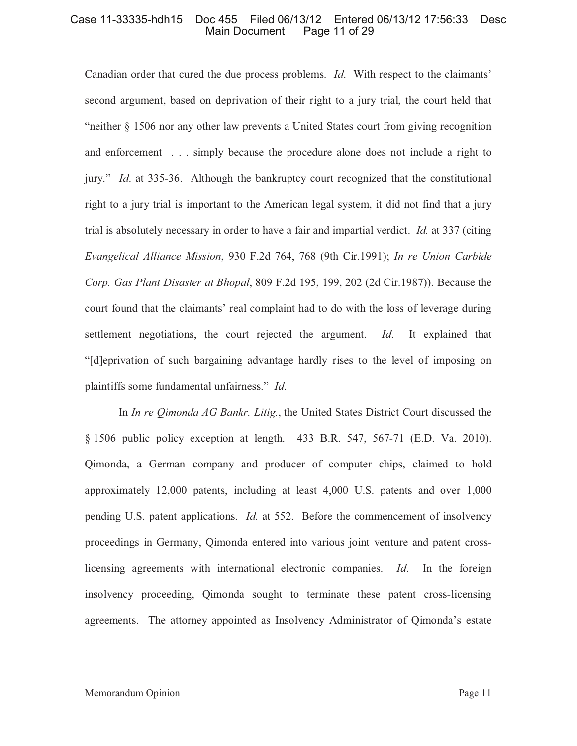Canadian order that cured the due process problems. *Id*. With respect to the claimants' second argument, based on deprivation of their right to a jury trial, the court held that "neither § 1506 nor any other law prevents a United States court from giving recognition and enforcement . . . simply because the procedure alone does not include a right to jury." *Id*. at 335-36. Although the bankruptcy court recognized that the constitutional right to a jury trial is important to the American legal system, it did not find that a jury trial is absolutely necessary in order to have a fair and impartial verdict. *Id.* at 337 (citing *Evangelical Alliance Mission*, 930 F.2d 764, 768 (9th Cir.1991); *In re Union Carbide Corp. Gas Plant Disaster at Bhopal*, 809 F.2d 195, 199, 202 (2d Cir.1987)). Because the court found that the claimants' real complaint had to do with the loss of leverage during settlement negotiations, the court rejected the argument. *Id.* It explained that "[d]eprivation of such bargaining advantage hardly rises to the level of imposing on plaintiffs some fundamental unfairness." *Id.*

In *In re Qimonda AG Bankr. Litig.*, the United States District Court discussed the § 1506 public policy exception at length. 433 B.R. 547, 567-71 (E.D. Va. 2010). Qimonda, a German company and producer of computer chips, claimed to hold approximately 12,000 patents, including at least 4,000 U.S. patents and over 1,000 pending U.S. patent applications. *Id.* at 552. Before the commencement of insolvency proceedings in Germany, Qimonda entered into various joint venture and patent cross-licensing agreements with international electronic companies. *Id*. In the foreign insolvency proceeding, Qimonda sought to terminate these patent cross-licensing agreements. The attorney appointed as Insolvency Administrator of Qimonda's estate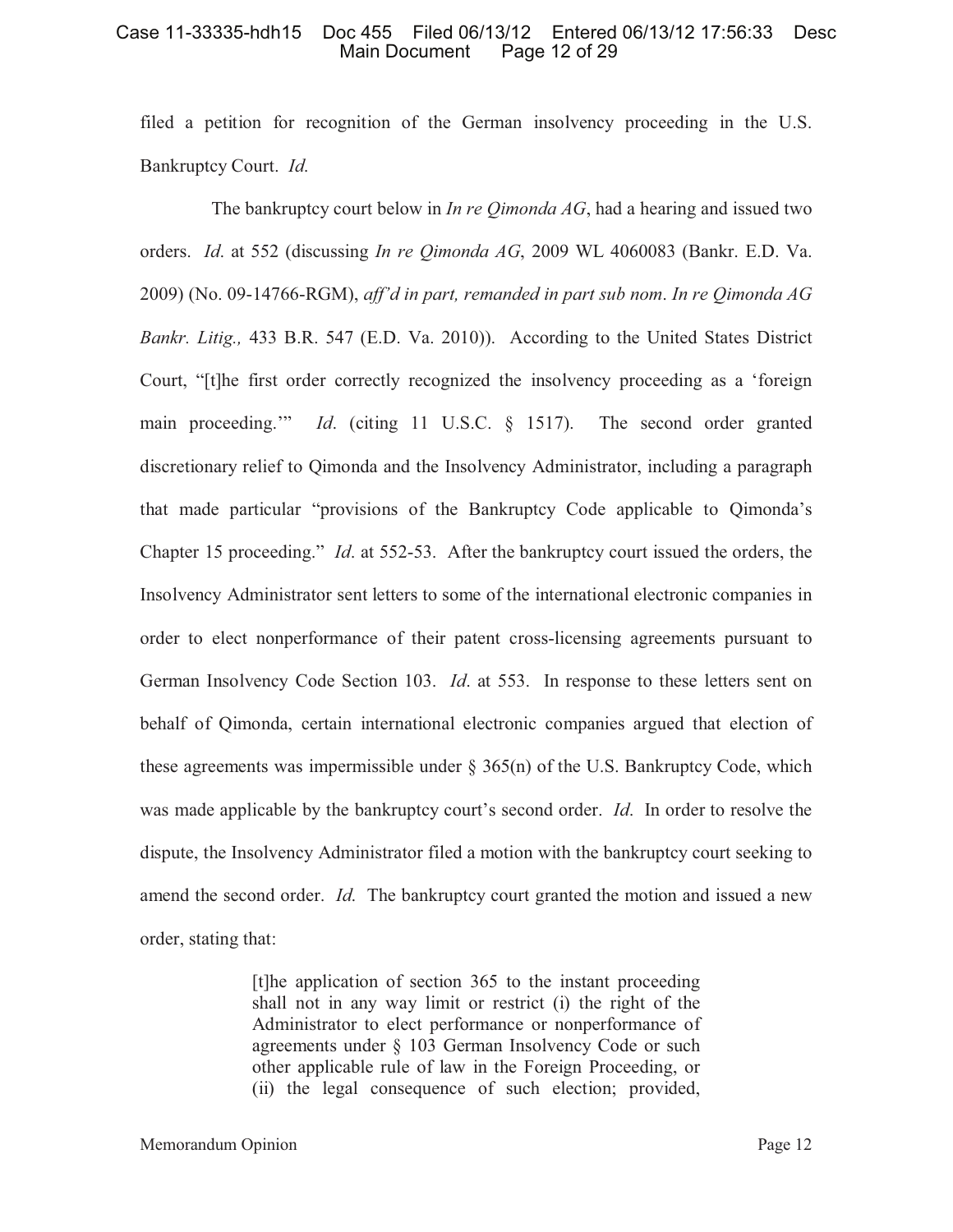filed a petition for recognition of the German insolvency proceeding in the U.S. Bankruptcy Court. *Id.*

The bankruptcy court below in *In re Qimonda AG*, had a hearing and issued two orders. *Id.* at 552 (discussing *In re Qimonda AG*, 2009 WL 4060083 (Bankr. E.D. Va. 2009) (No. 09-14766-RGM), *aff'd in part, remanded in part sub nom. In re Qimonda AG Bankr. Litig.,* 433 B.R. 547 (E.D. Va. 2010)). According to the United States District Court, "[t]he first order correctly recognized the insolvency proceeding as a 'foreign main proceeding.'" *Id.* (citing 11 U.S.C. § 1517). The second order granted discretionary relief to Qimonda and the Insolvency Administrator, including a paragraph that made particular "provisions of the Bankruptcy Code applicable to Qimonda's Chapter 15 proceeding." *Id.* at 552-53. After the bankruptcy court issued the orders, the Insolvency Administrator sent letters to some of the international electronic companies in order to elect nonperformance of their patent cross-licensing agreements pursuant to German Insolvency Code Section 103. *Id.* at 553. In response to these letters sent on behalf of Qimonda, certain international electronic companies argued that election of these agreements was impermissible under § 365(n) of the U.S. Bankruptcy Code, which was made applicable by the bankruptcy court's second order. *Id.* In order to resolve the dispute, the Insolvency Administrator filed a motion with the bankruptcy court seeking to amend the second order. *Id.* The bankruptcy court granted the motion and issued a new order, stating that:

> [t]he application of section 365 to the instant proceeding shall not in any way limit or restrict (i) the right of the Administrator to elect performance or nonperformance of agreements under § 103 German Insolvency Code or such other applicable rule of law in the Foreign Proceeding, or (ii) the legal consequence of such election; provided,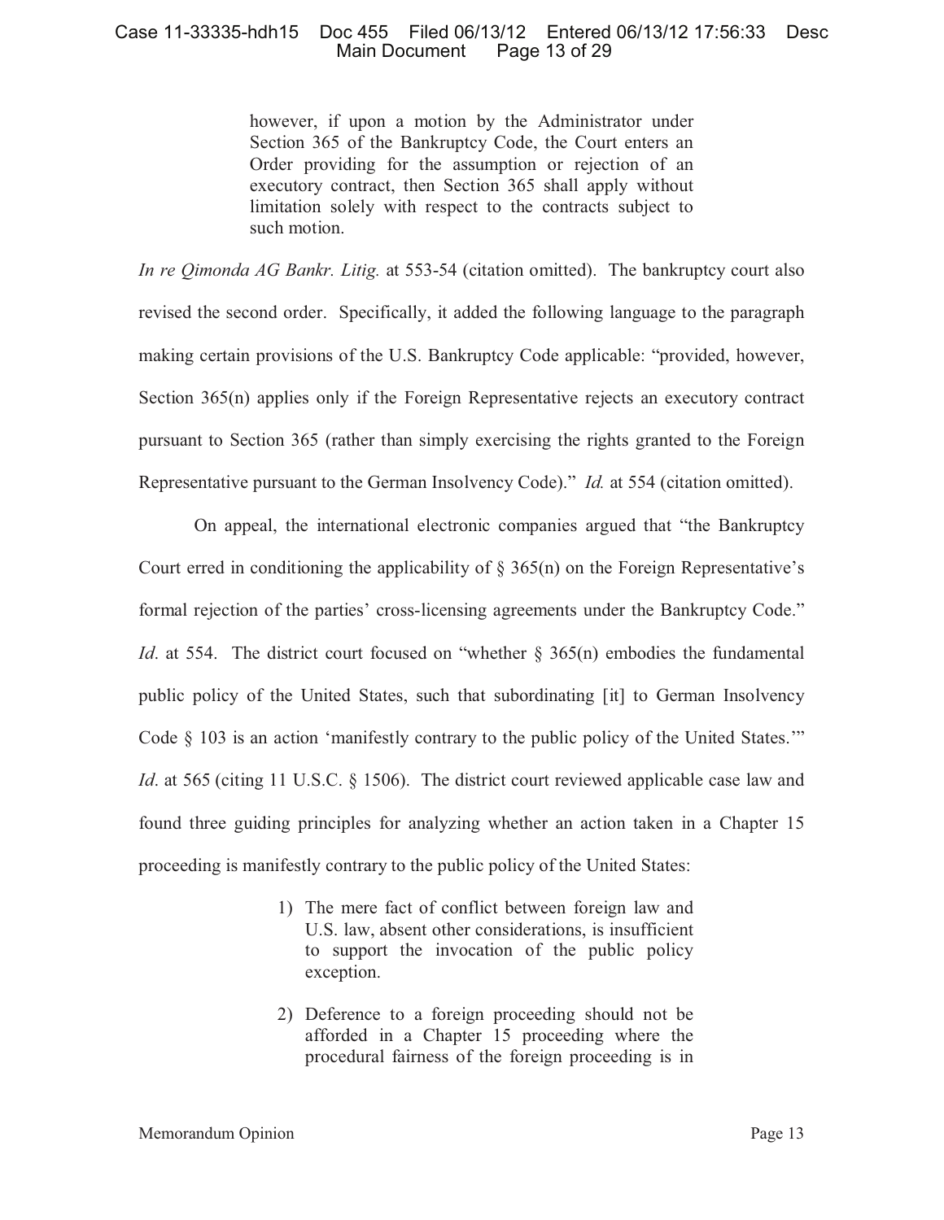> however, if upon a motion by the Administrator under Section 365 of the Bankruptcy Code, the Court enters an Order providing for the assumption or rejection of an executory contract, then Section 365 shall apply without limitation solely with respect to the contracts subject to such motion.

*In re Qimonda AG Bankr. Litig.* at 553-54 (citation omitted). The bankruptcy court also revised the second order. Specifically, it added the following language to the paragraph making certain provisions of the U.S. Bankruptcy Code applicable: "provided, however, Section 365(n) applies only if the Foreign Representative rejects an executory contract pursuant to Section 365 (rather than simply exercising the rights granted to the Foreign Representative pursuant to the German Insolvency Code)." *Id.* at 554 (citation omitted).

On appeal, the international electronic companies argued that "the Bankruptcy Court erred in conditioning the applicability of § 365(n) on the Foreign Representative's formal rejection of the parties' cross-licensing agreements under the Bankruptcy Code." *Id*. at 554. The district court focused on "whether § 365(n) embodies the fundamental public policy of the United States, such that subordinating [it] to German Insolvency Code § 103 is an action 'manifestly contrary to the public policy of the United States.'" *Id*. at 565 (citing 11 U.S.C. § 1506). The district court reviewed applicable case law and found three guiding principles for analyzing whether an action taken in a Chapter 15 proceeding is manifestly contrary to the public policy of the United States:

> 1) The mere fact of conflict between foreign law and U.S. law, absent other considerations, is insufficient to support the invocation of the public policy exception.
>
> 2) Deference to a foreign proceeding should not be afforded in a Chapter 15 proceeding where the procedural fairness of the foreign proceeding is in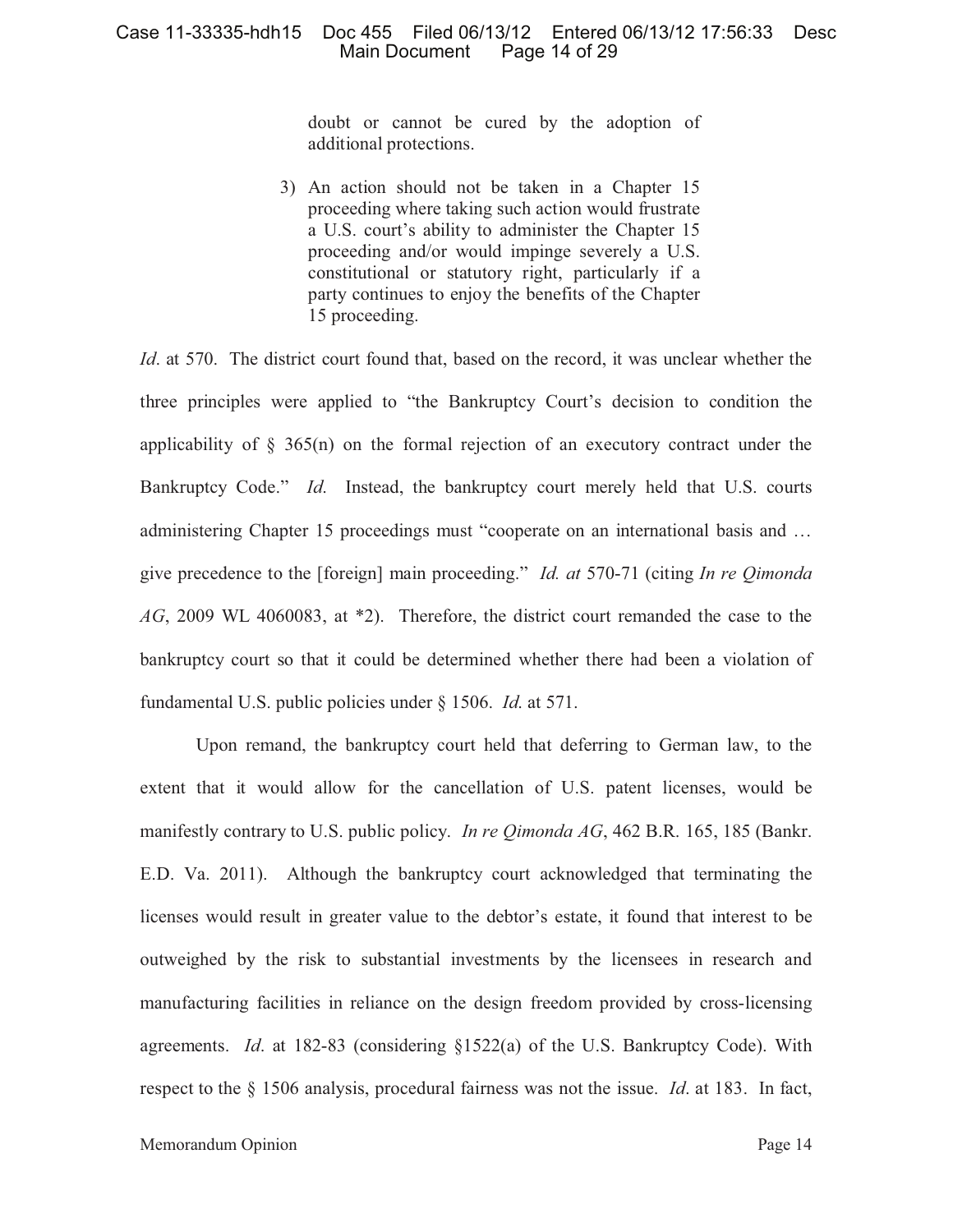> doubt or cannot be cured by the adoption of additional protections.
>
> 3) An action should not be taken in a Chapter 15 proceeding where taking such action would frustrate a U.S. court's ability to administer the Chapter 15 proceeding and/or would impinge severely a U.S. constitutional or statutory right, particularly if a party continues to enjoy the benefits of the Chapter 15 proceeding.

*Id*. at 570. The district court found that, based on the record, it was unclear whether the three principles were applied to "the Bankruptcy Court's decision to condition the applicability of § 365(n) on the formal rejection of an executory contract under the Bankruptcy Code." *Id.* Instead, the bankruptcy court merely held that U.S. courts administering Chapter 15 proceedings must "cooperate on an international basis and … give precedence to the [foreign] main proceeding." *Id. at* 570-71 (citing *In re Qimonda AG*, 2009 WL 4060083, at \*2). Therefore, the district court remanded the case to the bankruptcy court so that it could be determined whether there had been a violation of fundamental U.S. public policies under § 1506. *Id*. at 571.

Upon remand, the bankruptcy court held that deferring to German law, to the extent that it would allow for the cancellation of U.S. patent licenses, would be manifestly contrary to U.S. public policy. *In re Qimonda AG*, 462 B.R. 165, 185 (Bankr. E.D. Va. 2011). Although the bankruptcy court acknowledged that terminating the licenses would result in greater value to the debtor's estate, it found that interest to be outweighed by the risk to substantial investments by the licensees in research and manufacturing facilities in reliance on the design freedom provided by cross-licensing agreements. *Id*. at 182-83 (considering §1522(a) of the U.S. Bankruptcy Code). With respect to the § 1506 analysis, procedural fairness was not the issue. *Id*. at 183. In fact,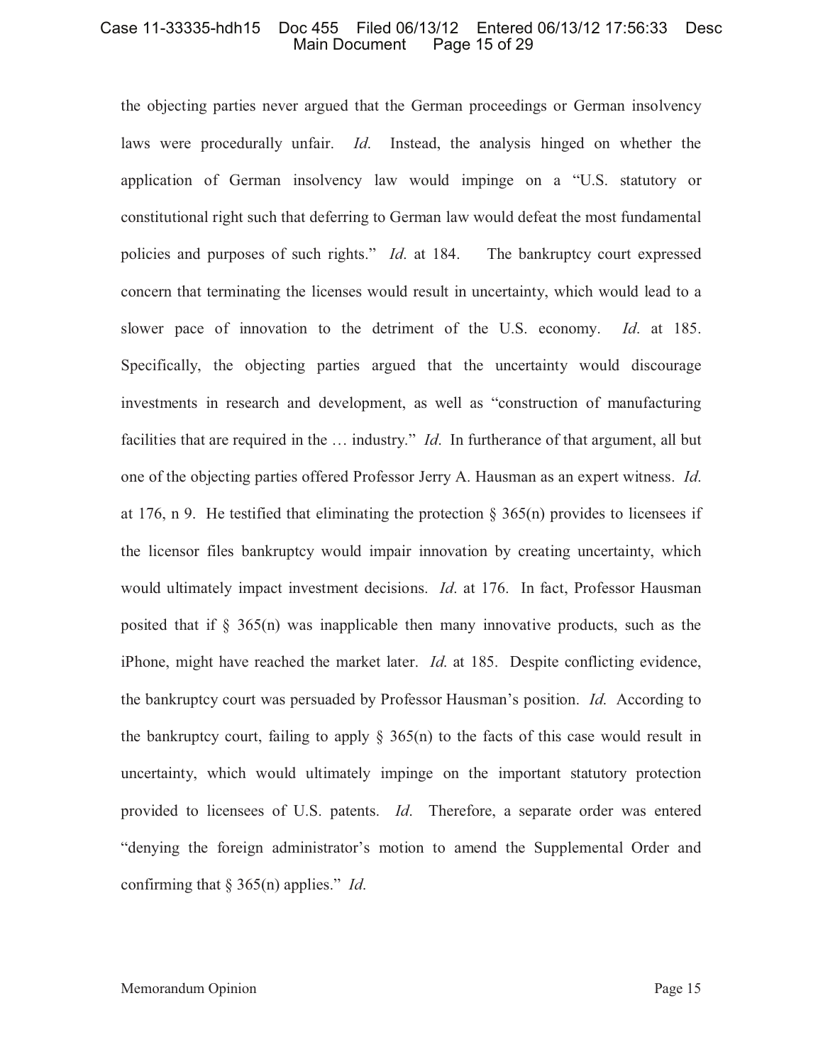the objecting parties never argued that the German proceedings or German insolvency laws were procedurally unfair. *Id.* Instead, the analysis hinged on whether the application of German insolvency law would impinge on a "U.S. statutory or constitutional right such that deferring to German law would defeat the most fundamental policies and purposes of such rights." *Id.* at 184. The bankruptcy court expressed concern that terminating the licenses would result in uncertainty, which would lead to a slower pace of innovation to the detriment of the U.S. economy. *Id.* at 185. Specifically, the objecting parties argued that the uncertainty would discourage investments in research and development, as well as "construction of manufacturing facilities that are required in the … industry." *Id.* In furtherance of that argument, all but one of the objecting parties offered Professor Jerry A. Hausman as an expert witness. *Id.* at 176, n 9. He testified that eliminating the protection § 365(n) provides to licensees if the licensor files bankruptcy would impair innovation by creating uncertainty, which would ultimately impact investment decisions. *Id.* at 176. In fact, Professor Hausman posited that if § 365(n) was inapplicable then many innovative products, such as the iPhone, might have reached the market later. *Id.* at 185. Despite conflicting evidence, the bankruptcy court was persuaded by Professor Hausman's position. *Id.* According to the bankruptcy court, failing to apply § 365(n) to the facts of this case would result in uncertainty, which would ultimately impinge on the important statutory protection provided to licensees of U.S. patents. *Id.* Therefore, a separate order was entered "denying the foreign administrator's motion to amend the Supplemental Order and confirming that § 365(n) applies." *Id.*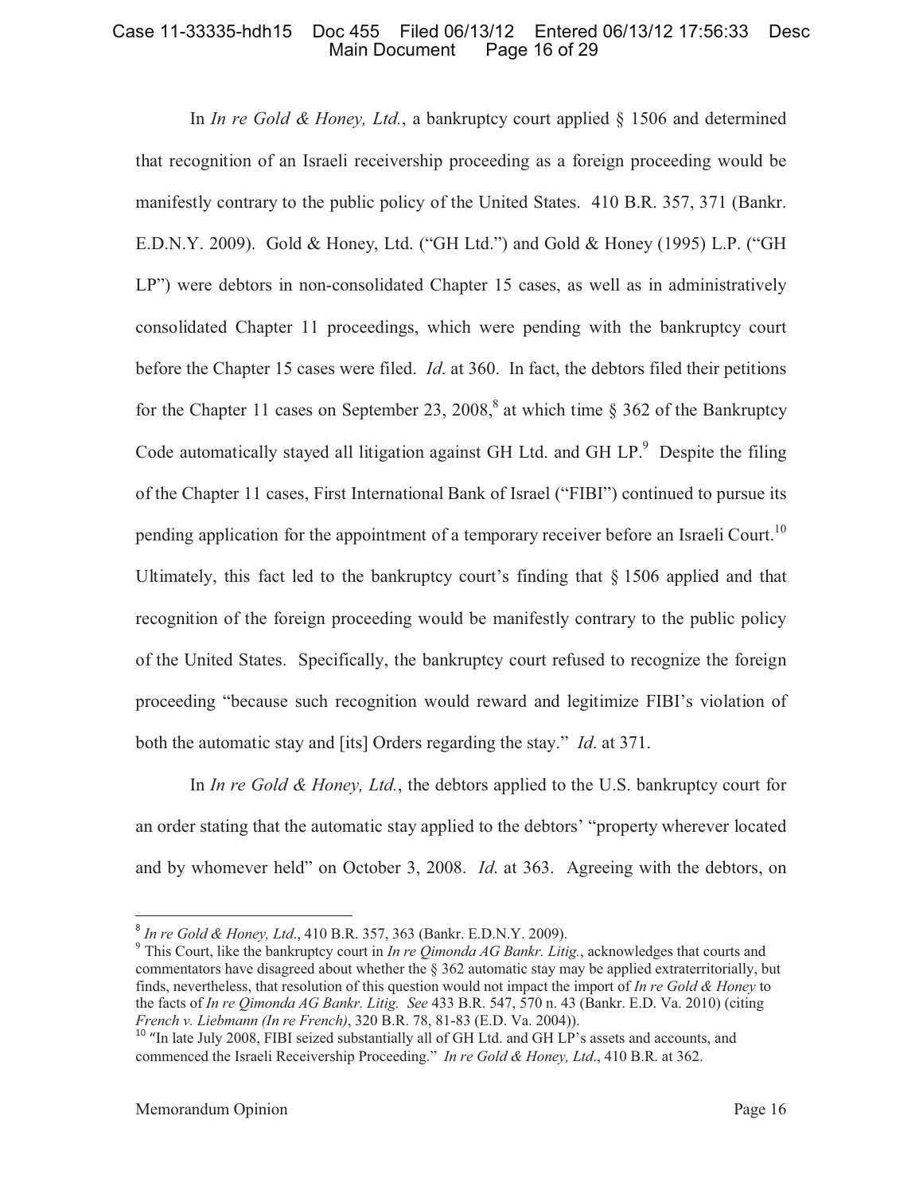In *In re Gold & Honey, Ltd.*, a bankruptcy court applied § 1506 and determined that recognition of an Israeli receivership proceeding as a foreign proceeding would be manifestly contrary to the public policy of the United States. 410 B.R. 357, 371 (Bankr. E.D.N.Y. 2009). Gold & Honey, Ltd. ("GH Ltd.") and Gold & Honey (1995) L.P. ("GH LP") were debtors in non-consolidated Chapter 15 cases, as well as in administratively consolidated Chapter 11 proceedings, which were pending with the bankruptcy court before the Chapter 15 cases were filed. *Id*. at 360. In fact, the debtors filed their petitions for the Chapter 11 cases on September 23, 2008,[8] at which time § 362 of the Bankruptcy Code automatically stayed all litigation against GH Ltd. and GH LP.[9] Despite the filing of the Chapter 11 cases, First International Bank of Israel ("FIBI") continued to pursue its pending application for the appointment of a temporary receiver before an Israeli Court.[10] Ultimately, this fact led to the bankruptcy court's finding that § 1506 applied and that recognition of the foreign proceeding would be manifestly contrary to the public policy of the United States. Specifically, the bankruptcy court refused to recognize the foreign proceeding "because such recognition would reward and legitimize FIBI's violation of both the automatic stay and [its] Orders regarding the stay." *Id*. at 371.

In *In re Gold & Honey, Ltd.*, the debtors applied to the U.S. bankruptcy court for an order stating that the automatic stay applied to the debtors' "property wherever located and by whomever held" on October 3, 2008. *Id*. at 363. Agreeing with the debtors, on

---

[8] *In re Gold & Honey, Ltd*., 410 B.R. 357, 363 (Bankr. E.D.N.Y. 2009).

[9] This Court, like the bankruptcy court in *In re Qimonda AG Bankr. Litig.*, acknowledges that courts and commentators have disagreed about whether the § 362 automatic stay may be applied extraterritorially, but finds, nevertheless, that resolution of this question would not impact the import of *In re Gold & Honey* to the facts of *In re Qimonda AG Bankr. Litig. See* 433 B.R. 547, 570 n. 43 (Bankr. E.D. Va. 2010) (citing *French v. Liebmann (In re French)*, 320 B.R. 78, 81-83 (E.D. Va. 2004)).

[10] "In late July 2008, FIBI seized substantially all of GH Ltd. and GH LP's assets and accounts, and commenced the Israeli Receivership Proceeding." *In re Gold & Honey, Ltd*., 410 B.R. at 362.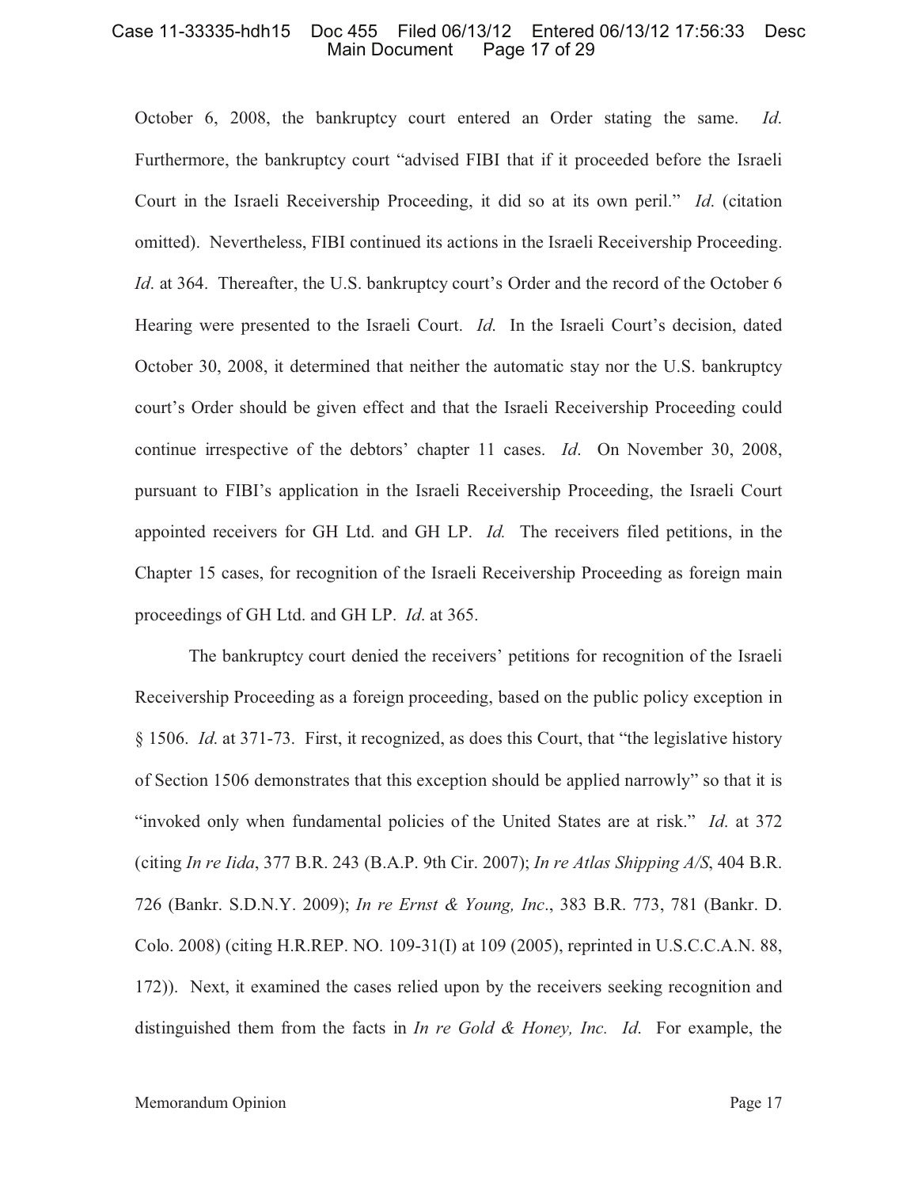October 6, 2008, the bankruptcy court entered an Order stating the same. *Id*. Furthermore, the bankruptcy court "advised FIBI that if it proceeded before the Israeli Court in the Israeli Receivership Proceeding, it did so at its own peril." *Id*. (citation omitted). Nevertheless, FIBI continued its actions in the Israeli Receivership Proceeding. *Id*. at 364. Thereafter, the U.S. bankruptcy court's Order and the record of the October 6 Hearing were presented to the Israeli Court. *Id*. In the Israeli Court's decision, dated October 30, 2008, it determined that neither the automatic stay nor the U.S. bankruptcy court's Order should be given effect and that the Israeli Receivership Proceeding could continue irrespective of the debtors' chapter 11 cases. *Id*. On November 30, 2008, pursuant to FIBI's application in the Israeli Receivership Proceeding, the Israeli Court appointed receivers for GH Ltd. and GH LP. *Id.* The receivers filed petitions, in the Chapter 15 cases, for recognition of the Israeli Receivership Proceeding as foreign main proceedings of GH Ltd. and GH LP. *Id*. at 365.

The bankruptcy court denied the receivers' petitions for recognition of the Israeli Receivership Proceeding as a foreign proceeding, based on the public policy exception in § 1506. *Id*. at 371-73. First, it recognized, as does this Court, that "the legislative history of Section 1506 demonstrates that this exception should be applied narrowly" so that it is "invoked only when fundamental policies of the United States are at risk." *Id*. at 372 (citing *In re Iida*, 377 B.R. 243 (B.A.P. 9th Cir. 2007); *In re Atlas Shipping A/S*, 404 B.R. 726 (Bankr. S.D.N.Y. 2009); *In re Ernst & Young, Inc*., 383 B.R. 773, 781 (Bankr. D. Colo. 2008) (citing H.R.REP. NO. 109-31(I) at 109 (2005), reprinted in U.S.C.C.A.N. 88, 172)). Next, it examined the cases relied upon by the receivers seeking recognition and distinguished them from the facts in *In re Gold & Honey, Inc. Id*. For example, the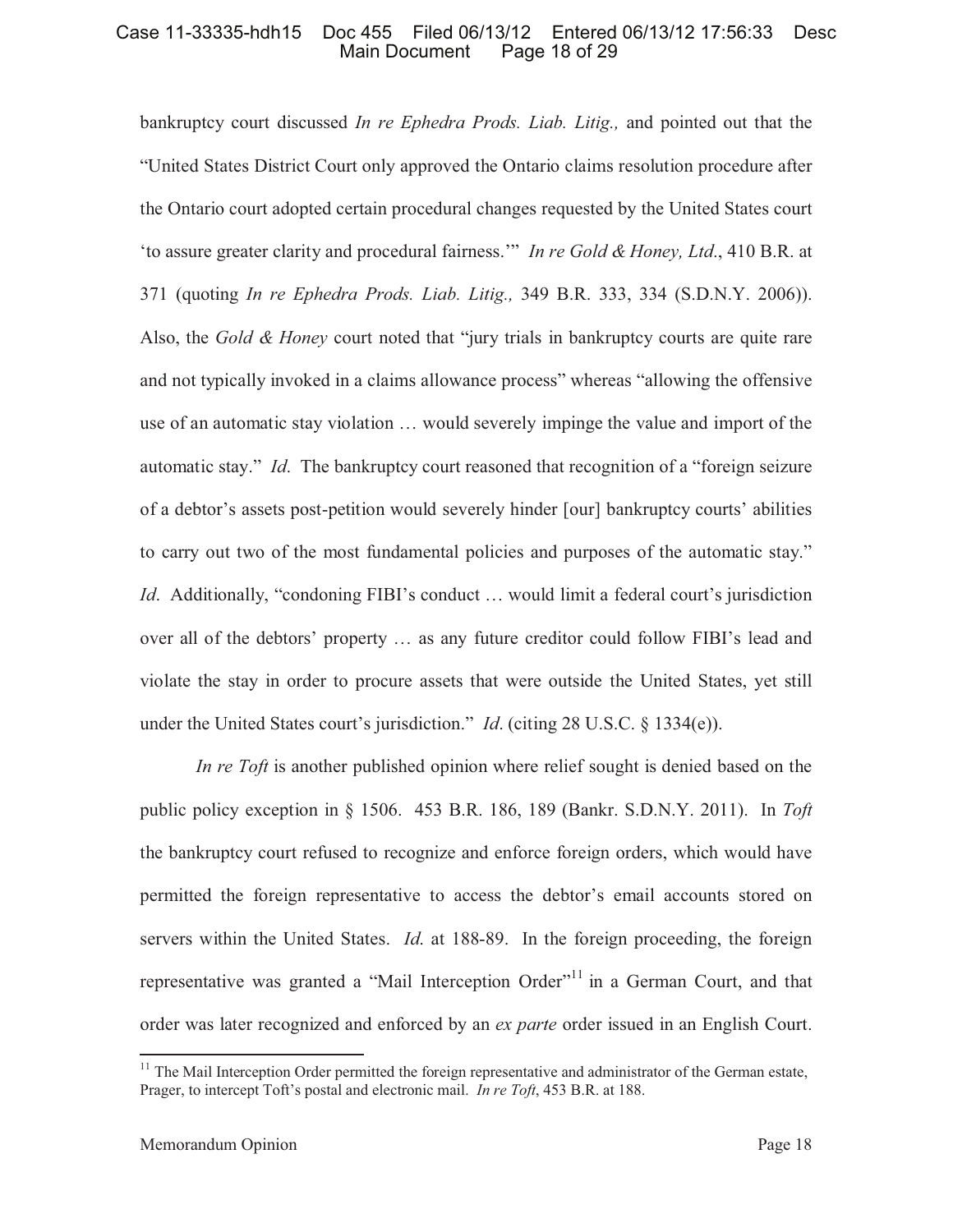bankruptcy court discussed *In re Ephedra Prods. Liab. Litig.,* and pointed out that the "United States District Court only approved the Ontario claims resolution procedure after the Ontario court adopted certain procedural changes requested by the United States court 'to assure greater clarity and procedural fairness.'" *In re Gold & Honey, Ltd*., 410 B.R. at 371 (quoting *In re Ephedra Prods. Liab. Litig.,* 349 B.R. 333, 334 (S.D.N.Y. 2006)). Also, the *Gold & Honey* court noted that "jury trials in bankruptcy courts are quite rare and not typically invoked in a claims allowance process" whereas "allowing the offensive use of an automatic stay violation … would severely impinge the value and import of the automatic stay." *Id*. The bankruptcy court reasoned that recognition of a "foreign seizure of a debtor's assets post-petition would severely hinder [our] bankruptcy courts' abilities to carry out two of the most fundamental policies and purposes of the automatic stay." *Id*. Additionally, "condoning FIBI's conduct … would limit a federal court's jurisdiction over all of the debtors' property … as any future creditor could follow FIBI's lead and violate the stay in order to procure assets that were outside the United States, yet still under the United States court's jurisdiction." *Id*. (citing 28 U.S.C. § 1334(e)).

*In re Toft* is another published opinion where relief sought is denied based on the public policy exception in § 1506. 453 B.R. 186, 189 (Bankr. S.D.N.Y. 2011). In *Toft* the bankruptcy court refused to recognize and enforce foreign orders, which would have permitted the foreign representative to access the debtor's email accounts stored on servers within the United States. *Id*. at 188-89. In the foreign proceeding, the foreign representative was granted a "Mail Interception Order"[11] in a German Court, and that order was later recognized and enforced by an *ex parte* order issued in an English Court.

[11] The Mail Interception Order permitted the foreign representative and administrator of the German estate, Prager, to intercept Toft's postal and electronic mail. *In re Toft*, 453 B.R. at 188.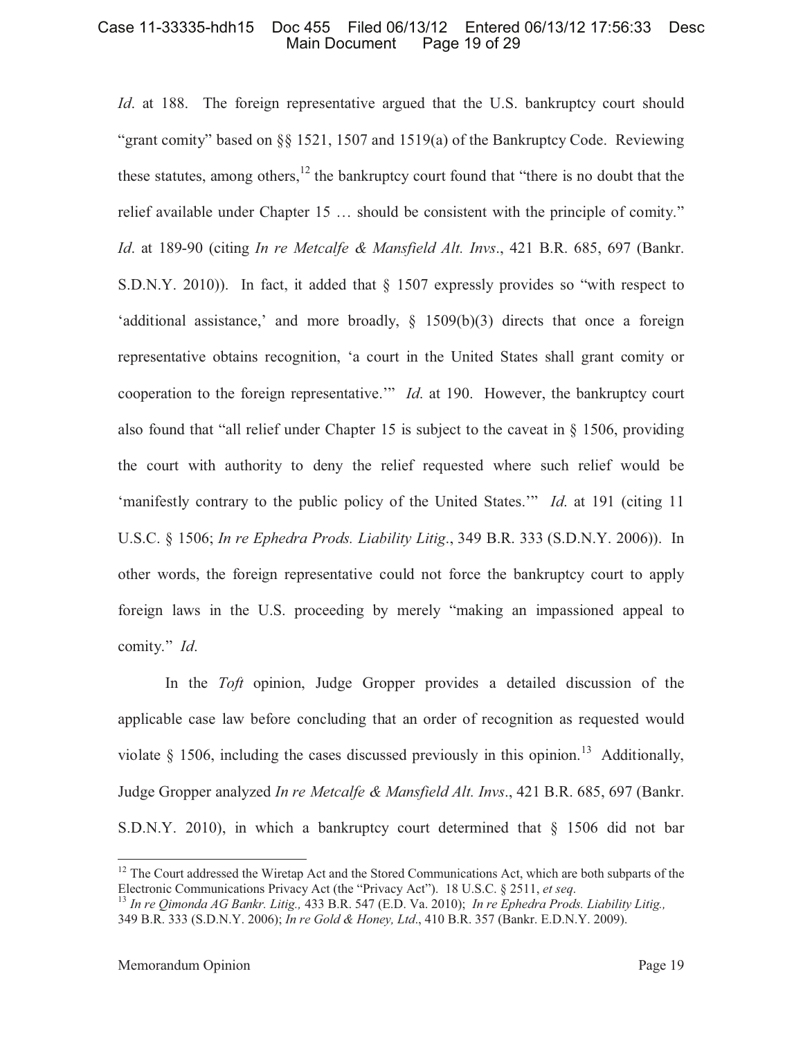*Id*. at 188. The foreign representative argued that the U.S. bankruptcy court should "grant comity" based on §§ 1521, 1507 and 1519(a) of the Bankruptcy Code. Reviewing these statutes, among others,[12] the bankruptcy court found that "there is no doubt that the relief available under Chapter 15 … should be consistent with the principle of comity." *Id*. at 189-90 (citing *In re Metcalfe & Mansfield Alt. Invs*., 421 B.R. 685, 697 (Bankr. S.D.N.Y. 2010)). In fact, it added that § 1507 expressly provides so "with respect to 'additional assistance,' and more broadly, § 1509(b)(3) directs that once a foreign representative obtains recognition, 'a court in the United States shall grant comity or cooperation to the foreign representative.'" *Id*. at 190. However, the bankruptcy court also found that "all relief under Chapter 15 is subject to the caveat in § 1506, providing the court with authority to deny the relief requested where such relief would be 'manifestly contrary to the public policy of the United States.'" *Id*. at 191 (citing 11 U.S.C. § 1506; *In re Ephedra Prods. Liability Litig*., 349 B.R. 333 (S.D.N.Y. 2006)). In other words, the foreign representative could not force the bankruptcy court to apply foreign laws in the U.S. proceeding by merely "making an impassioned appeal to comity." *Id*.

In the *Toft* opinion, Judge Gropper provides a detailed discussion of the applicable case law before concluding that an order of recognition as requested would violate § 1506, including the cases discussed previously in this opinion.[13] Additionally, Judge Gropper analyzed *In re Metcalfe & Mansfield Alt. Invs*., 421 B.R. 685, 697 (Bankr. S.D.N.Y. 2010), in which a bankruptcy court determined that § 1506 did not bar

---

[12] The Court addressed the Wiretap Act and the Stored Communications Act, which are both subparts of the Electronic Communications Privacy Act (the "Privacy Act"). 18 U.S.C. § 2511, *et seq*.

[13] *In re Qimonda AG Bankr. Litig.,* 433 B.R. 547 (E.D. Va. 2010); *In re Ephedra Prods. Liability Litig.,* 349 B.R. 333 (S.D.N.Y. 2006); *In re Gold & Honey, Ltd*., 410 B.R. 357 (Bankr. E.D.N.Y. 2009).

Memorandum Opinion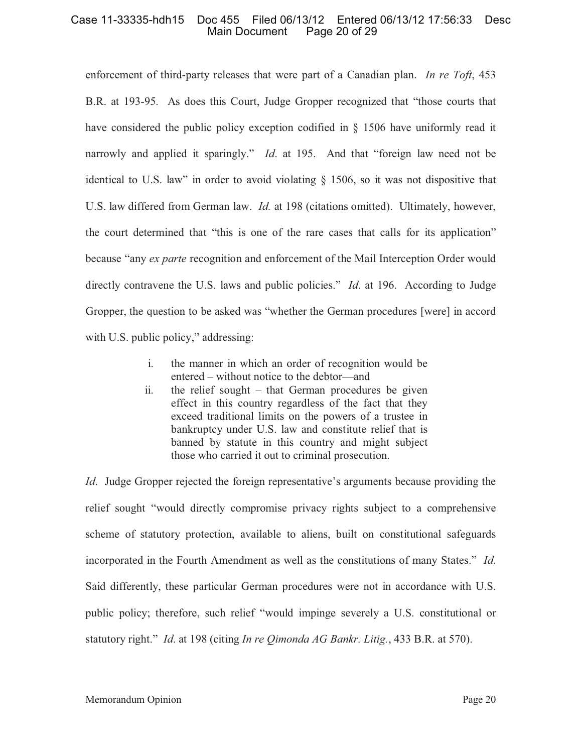enforcement of third-party releases that were part of a Canadian plan. *In re Toft*, 453 B.R. at 193-95. As does this Court, Judge Gropper recognized that "those courts that have considered the public policy exception codified in § 1506 have uniformly read it narrowly and applied it sparingly." *Id*. at 195. And that "foreign law need not be identical to U.S. law" in order to avoid violating § 1506, so it was not dispositive that U.S. law differed from German law. *Id.* at 198 (citations omitted). Ultimately, however, the court determined that "this is one of the rare cases that calls for its application" because "any *ex parte* recognition and enforcement of the Mail Interception Order would directly contravene the U.S. laws and public policies." *Id.* at 196. According to Judge Gropper, the question to be asked was "whether the German procedures [were] in accord with U.S. public policy," addressing:

> i. the manner in which an order of recognition would be entered – without notice to the debtor—and
>
> ii. the relief sought – that German procedures be given effect in this country regardless of the fact that they exceed traditional limits on the powers of a trustee in bankruptcy under U.S. law and constitute relief that is banned by statute in this country and might subject those who carried it out to criminal prosecution.

*Id*. Judge Gropper rejected the foreign representative's arguments because providing the relief sought "would directly compromise privacy rights subject to a comprehensive scheme of statutory protection, available to aliens, built on constitutional safeguards incorporated in the Fourth Amendment as well as the constitutions of many States." *Id.* Said differently, these particular German procedures were not in accordance with U.S. public policy; therefore, such relief "would impinge severely a U.S. constitutional or statutory right." *Id*. at 198 (citing *In re Qimonda AG Bankr. Litig.*, 433 B.R. at 570).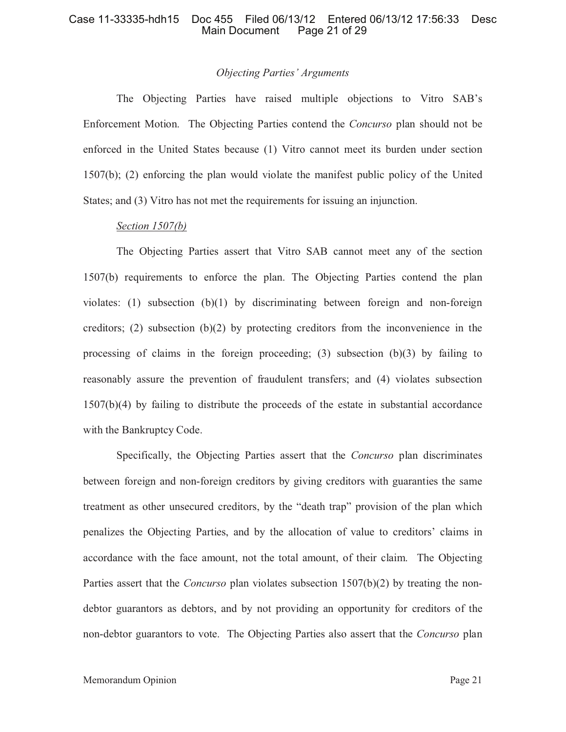*Objecting Parties' Arguments*

The Objecting Parties have raised multiple objections to Vitro SAB's Enforcement Motion. The Objecting Parties contend the *Concurso* plan should not be enforced in the United States because (1) Vitro cannot meet its burden under section 1507(b); (2) enforcing the plan would violate the manifest public policy of the United States; and (3) Vitro has not met the requirements for issuing an injunction.

<u>*Section 1507(b)*</u>

The Objecting Parties assert that Vitro SAB cannot meet any of the section 1507(b) requirements to enforce the plan. The Objecting Parties contend the plan violates: (1) subsection (b)(1) by discriminating between foreign and non-foreign creditors; (2) subsection (b)(2) by protecting creditors from the inconvenience in the processing of claims in the foreign proceeding; (3) subsection (b)(3) by failing to reasonably assure the prevention of fraudulent transfers; and (4) violates subsection 1507(b)(4) by failing to distribute the proceeds of the estate in substantial accordance with the Bankruptcy Code.

Specifically, the Objecting Parties assert that the *Concurso* plan discriminates between foreign and non-foreign creditors by giving creditors with guaranties the same treatment as other unsecured creditors, by the "death trap" provision of the plan which penalizes the Objecting Parties, and by the allocation of value to creditors' claims in accordance with the face amount, not the total amount, of their claim. The Objecting Parties assert that the *Concurso* plan violates subsection 1507(b)(2) by treating the non-debtor guarantors as debtors, and by not providing an opportunity for creditors of the non-debtor guarantors to vote. The Objecting Parties also assert that the *Concurso* plan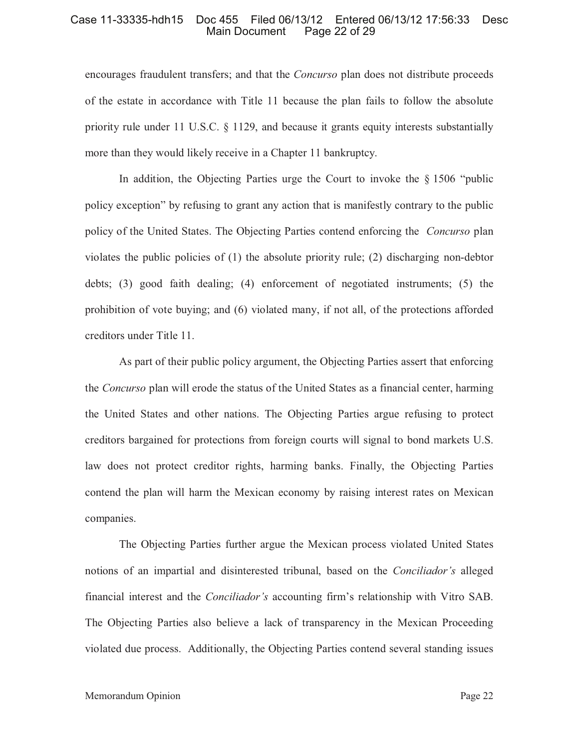encourages fraudulent transfers; and that the *Concurso* plan does not distribute proceeds of the estate in accordance with Title 11 because the plan fails to follow the absolute priority rule under 11 U.S.C. § 1129, and because it grants equity interests substantially more than they would likely receive in a Chapter 11 bankruptcy.

In addition, the Objecting Parties urge the Court to invoke the § 1506 "public policy exception" by refusing to grant any action that is manifestly contrary to the public policy of the United States. The Objecting Parties contend enforcing the *Concurso* plan violates the public policies of (1) the absolute priority rule; (2) discharging non-debtor debts; (3) good faith dealing; (4) enforcement of negotiated instruments; (5) the prohibition of vote buying; and (6) violated many, if not all, of the protections afforded creditors under Title 11.

As part of their public policy argument, the Objecting Parties assert that enforcing the *Concurso* plan will erode the status of the United States as a financial center, harming the United States and other nations. The Objecting Parties argue refusing to protect creditors bargained for protections from foreign courts will signal to bond markets U.S. law does not protect creditor rights, harming banks. Finally, the Objecting Parties contend the plan will harm the Mexican economy by raising interest rates on Mexican companies.

The Objecting Parties further argue the Mexican process violated United States notions of an impartial and disinterested tribunal, based on the *Conciliador's* alleged financial interest and the *Conciliador's* accounting firm's relationship with Vitro SAB. The Objecting Parties also believe a lack of transparency in the Mexican Proceeding violated due process. Additionally, the Objecting Parties contend several standing issues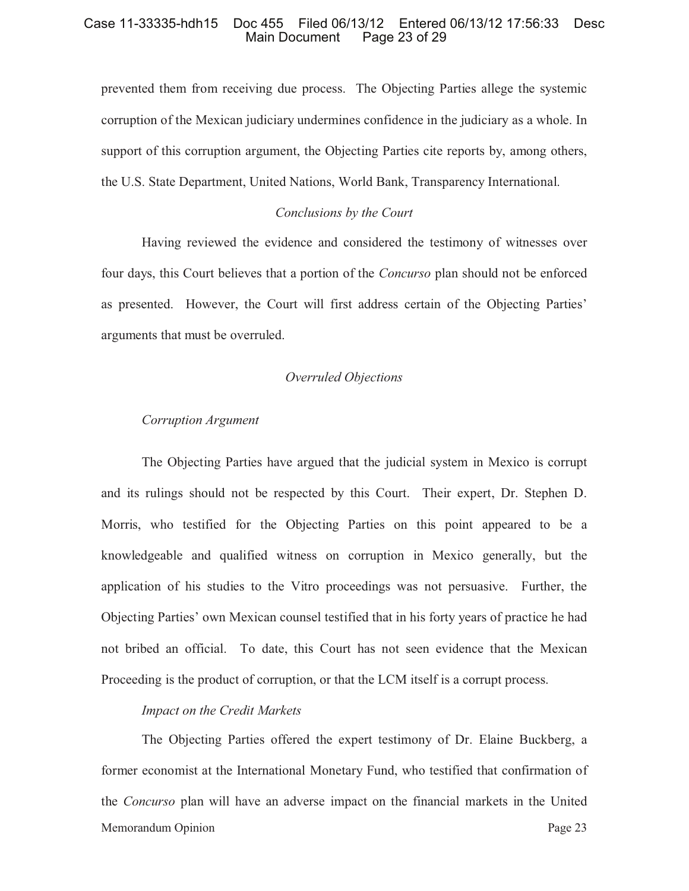prevented them from receiving due process. The Objecting Parties allege the systemic corruption of the Mexican judiciary undermines confidence in the judiciary as a whole. In support of this corruption argument, the Objecting Parties cite reports by, among others, the U.S. State Department, United Nations, World Bank, Transparency International.

*Conclusions by the Court*

Having reviewed the evidence and considered the testimony of witnesses over four days, this Court believes that a portion of the *Concurso* plan should not be enforced as presented. However, the Court will first address certain of the Objecting Parties' arguments that must be overruled.

*Overruled Objections*

*Corruption Argument*

The Objecting Parties have argued that the judicial system in Mexico is corrupt and its rulings should not be respected by this Court. Their expert, Dr. Stephen D. Morris, who testified for the Objecting Parties on this point appeared to be a knowledgeable and qualified witness on corruption in Mexico generally, but the application of his studies to the Vitro proceedings was not persuasive. Further, the Objecting Parties' own Mexican counsel testified that in his forty years of practice he had not bribed an official. To date, this Court has not seen evidence that the Mexican Proceeding is the product of corruption, or that the LCM itself is a corrupt process.

*Impact on the Credit Markets*

The Objecting Parties offered the expert testimony of Dr. Elaine Buckberg, a former economist at the International Monetary Fund, who testified that confirmation of the *Concurso* plan will have an adverse impact on the financial markets in the United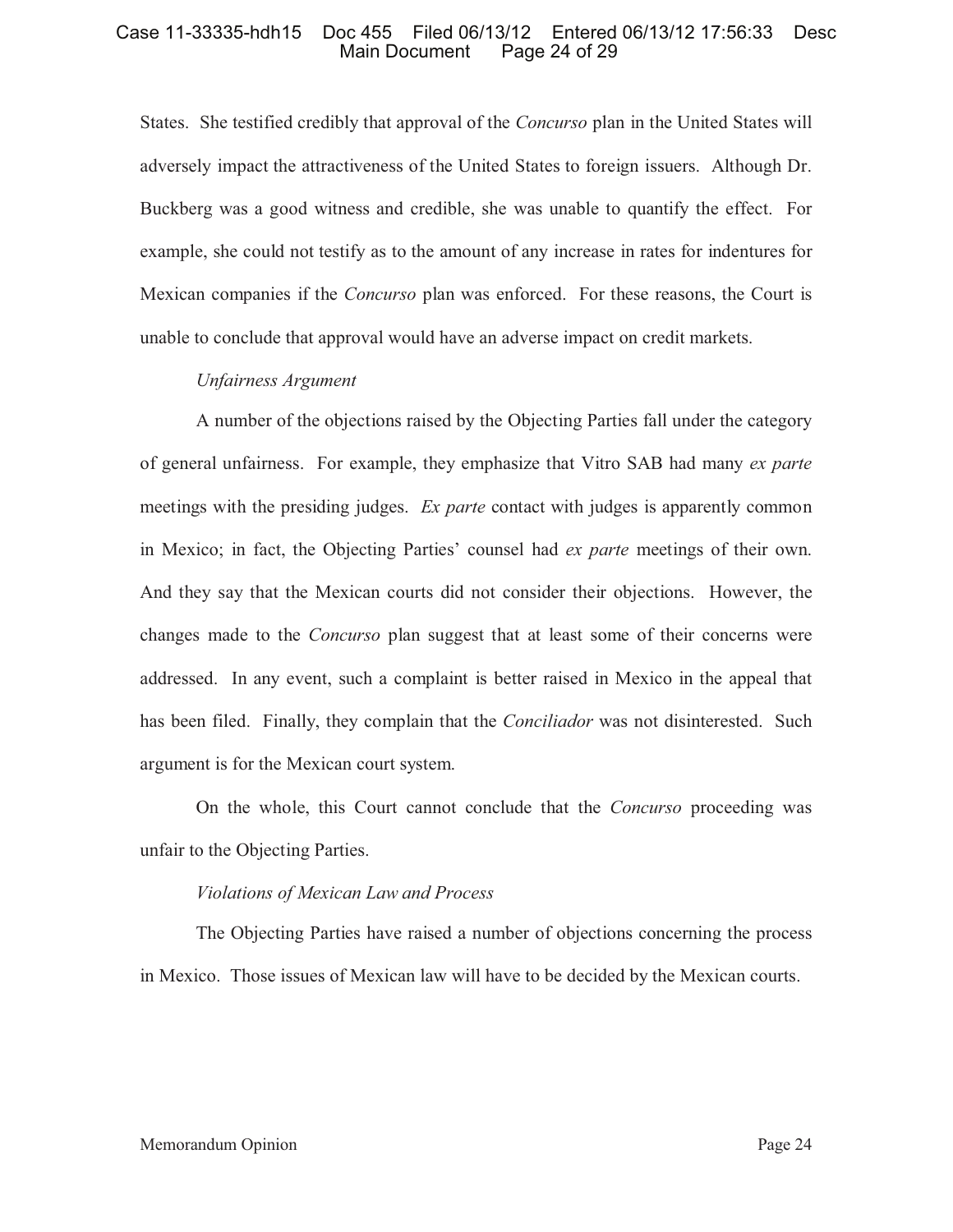States. She testified credibly that approval of the *Concurso* plan in the United States will adversely impact the attractiveness of the United States to foreign issuers. Although Dr. Buckberg was a good witness and credible, she was unable to quantify the effect. For example, she could not testify as to the amount of any increase in rates for indentures for Mexican companies if the *Concurso* plan was enforced. For these reasons, the Court is unable to conclude that approval would have an adverse impact on credit markets.

*Unfairness Argument*

A number of the objections raised by the Objecting Parties fall under the category of general unfairness. For example, they emphasize that Vitro SAB had many *ex parte* meetings with the presiding judges. *Ex parte* contact with judges is apparently common in Mexico; in fact, the Objecting Parties' counsel had *ex parte* meetings of their own. And they say that the Mexican courts did not consider their objections. However, the changes made to the *Concurso* plan suggest that at least some of their concerns were addressed. In any event, such a complaint is better raised in Mexico in the appeal that has been filed. Finally, they complain that the *Conciliador* was not disinterested. Such argument is for the Mexican court system.

On the whole, this Court cannot conclude that the *Concurso* proceeding was unfair to the Objecting Parties.

*Violations of Mexican Law and Process*

The Objecting Parties have raised a number of objections concerning the process in Mexico. Those issues of Mexican law will have to be decided by the Mexican courts.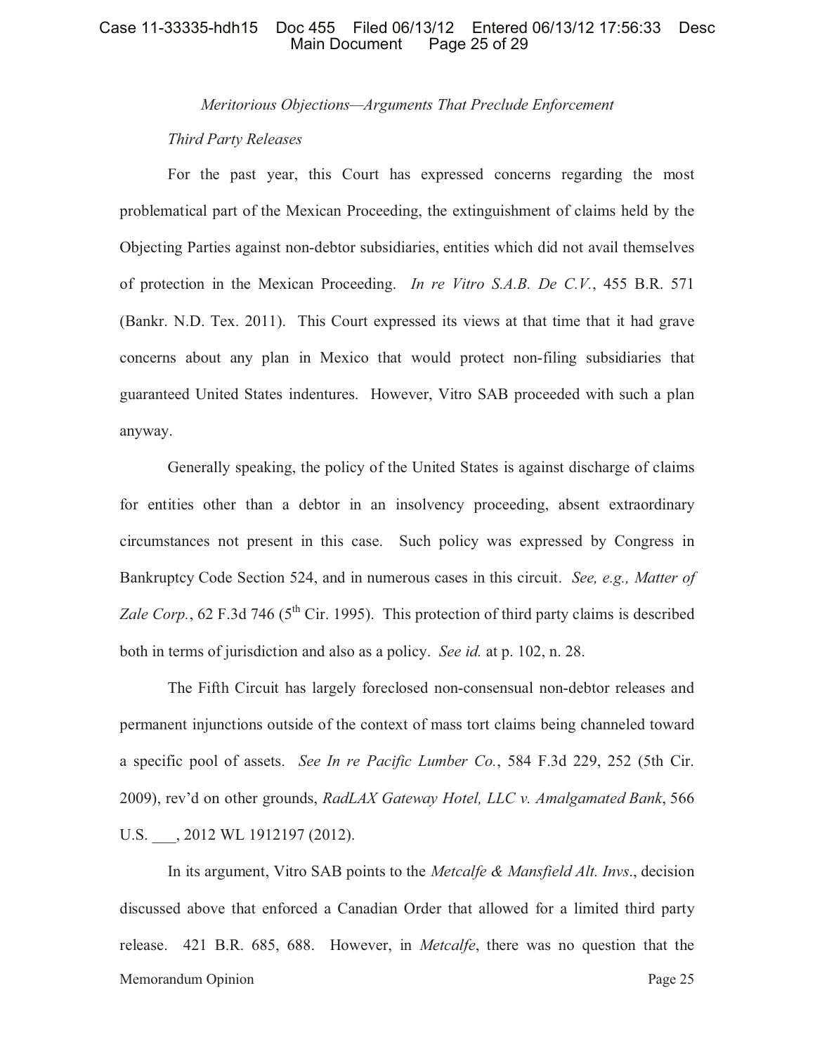*Meritorious Objections—Arguments That Preclude Enforcement*

*Third Party Releases*

For the past year, this Court has expressed concerns regarding the most problematical part of the Mexican Proceeding, the extinguishment of claims held by the Objecting Parties against non-debtor subsidiaries, entities which did not avail themselves of protection in the Mexican Proceeding. *In re Vitro S.A.B. De C.V.*, 455 B.R. 571 (Bankr. N.D. Tex. 2011). This Court expressed its views at that time that it had grave concerns about any plan in Mexico that would protect non-filing subsidiaries that guaranteed United States indentures. However, Vitro SAB proceeded with such a plan anyway.

Generally speaking, the policy of the United States is against discharge of claims for entities other than a debtor in an insolvency proceeding, absent extraordinary circumstances not present in this case. Such policy was expressed by Congress in Bankruptcy Code Section 524, and in numerous cases in this circuit. *See, e.g., Matter of Zale Corp.*, 62 F.3d 746 (5th Cir. 1995). This protection of third party claims is described both in terms of jurisdiction and also as a policy. *See id.* at p. 102, n. 28.

The Fifth Circuit has largely foreclosed non-consensual non-debtor releases and permanent injunctions outside of the context of mass tort claims being channeled toward a specific pool of assets. *See In re Pacific Lumber Co.*, 584 F.3d 229, 252 (5th Cir. 2009), rev'd on other grounds, *RadLAX Gateway Hotel, LLC v. Amalgamated Bank*, 566 U.S. ___, 2012 WL 1912197 (2012).

In its argument, Vitro SAB points to the *Metcalfe & Mansfield Alt. Invs*., decision discussed above that enforced a Canadian Order that allowed for a limited third party release. 421 B.R. 685, 688. However, in *Metcalfe*, there was no question that the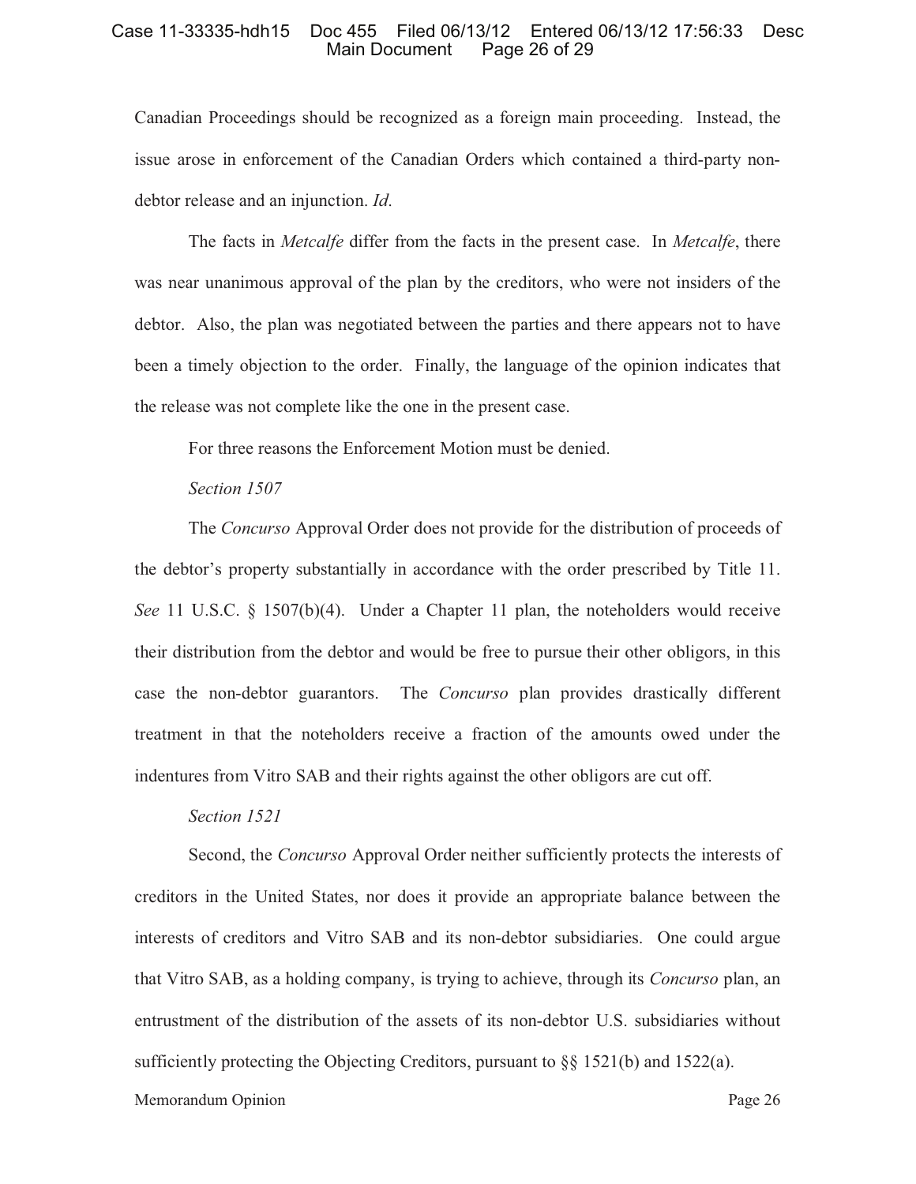Canadian Proceedings should be recognized as a foreign main proceeding. Instead, the issue arose in enforcement of the Canadian Orders which contained a third-party non-debtor release and an injunction. *Id*.

The facts in *Metcalfe* differ from the facts in the present case. In *Metcalfe*, there was near unanimous approval of the plan by the creditors, who were not insiders of the debtor. Also, the plan was negotiated between the parties and there appears not to have been a timely objection to the order. Finally, the language of the opinion indicates that the release was not complete like the one in the present case.

For three reasons the Enforcement Motion must be denied.

*Section 1507*

The *Concurso* Approval Order does not provide for the distribution of proceeds of the debtor's property substantially in accordance with the order prescribed by Title 11. *See* 11 U.S.C. § 1507(b)(4). Under a Chapter 11 plan, the noteholders would receive their distribution from the debtor and would be free to pursue their other obligors, in this case the non-debtor guarantors. The *Concurso* plan provides drastically different treatment in that the noteholders receive a fraction of the amounts owed under the indentures from Vitro SAB and their rights against the other obligors are cut off.

*Section 1521*

Second, the *Concurso* Approval Order neither sufficiently protects the interests of creditors in the United States, nor does it provide an appropriate balance between the interests of creditors and Vitro SAB and its non-debtor subsidiaries. One could argue that Vitro SAB, as a holding company, is trying to achieve, through its *Concurso* plan, an entrustment of the distribution of the assets of its non-debtor U.S. subsidiaries without sufficiently protecting the Objecting Creditors, pursuant to §§ 1521(b) and 1522(a).

Memorandum Opinion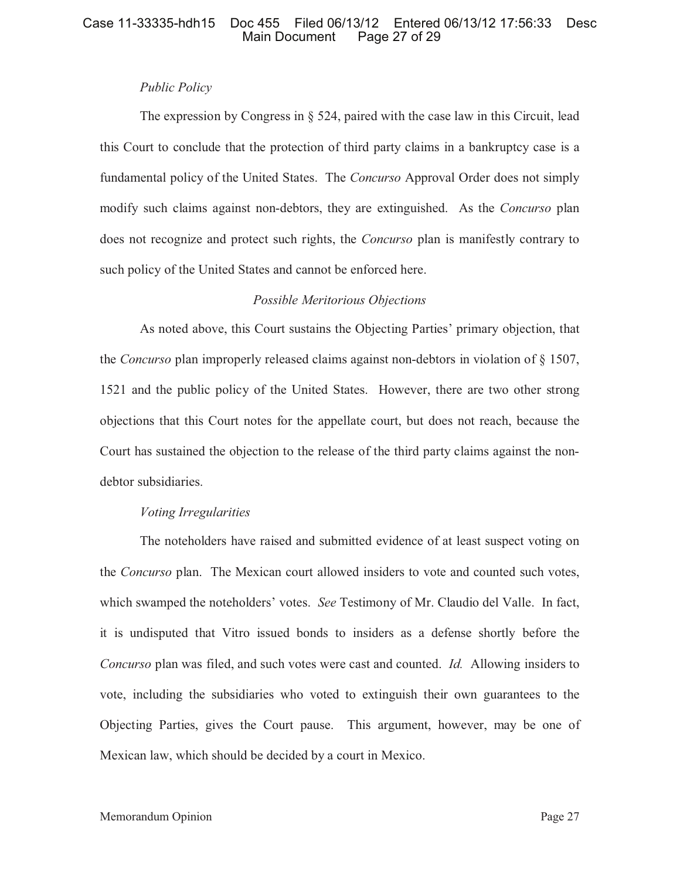*Public Policy*

The expression by Congress in § 524, paired with the case law in this Circuit, lead this Court to conclude that the protection of third party claims in a bankruptcy case is a fundamental policy of the United States. The *Concurso* Approval Order does not simply modify such claims against non-debtors, they are extinguished. As the *Concurso* plan does not recognize and protect such rights, the *Concurso* plan is manifestly contrary to such policy of the United States and cannot be enforced here.

*Possible Meritorious Objections*

As noted above, this Court sustains the Objecting Parties' primary objection, that the *Concurso* plan improperly released claims against non-debtors in violation of § 1507, 1521 and the public policy of the United States. However, there are two other strong objections that this Court notes for the appellate court, but does not reach, because the Court has sustained the objection to the release of the third party claims against the non-debtor subsidiaries.

*Voting Irregularities*

The noteholders have raised and submitted evidence of at least suspect voting on the *Concurso* plan. The Mexican court allowed insiders to vote and counted such votes, which swamped the noteholders' votes. *See* Testimony of Mr. Claudio del Valle. In fact, it is undisputed that Vitro issued bonds to insiders as a defense shortly before the *Concurso* plan was filed, and such votes were cast and counted. *Id.* Allowing insiders to vote, including the subsidiaries who voted to extinguish their own guarantees to the Objecting Parties, gives the Court pause. This argument, however, may be one of Mexican law, which should be decided by a court in Mexico.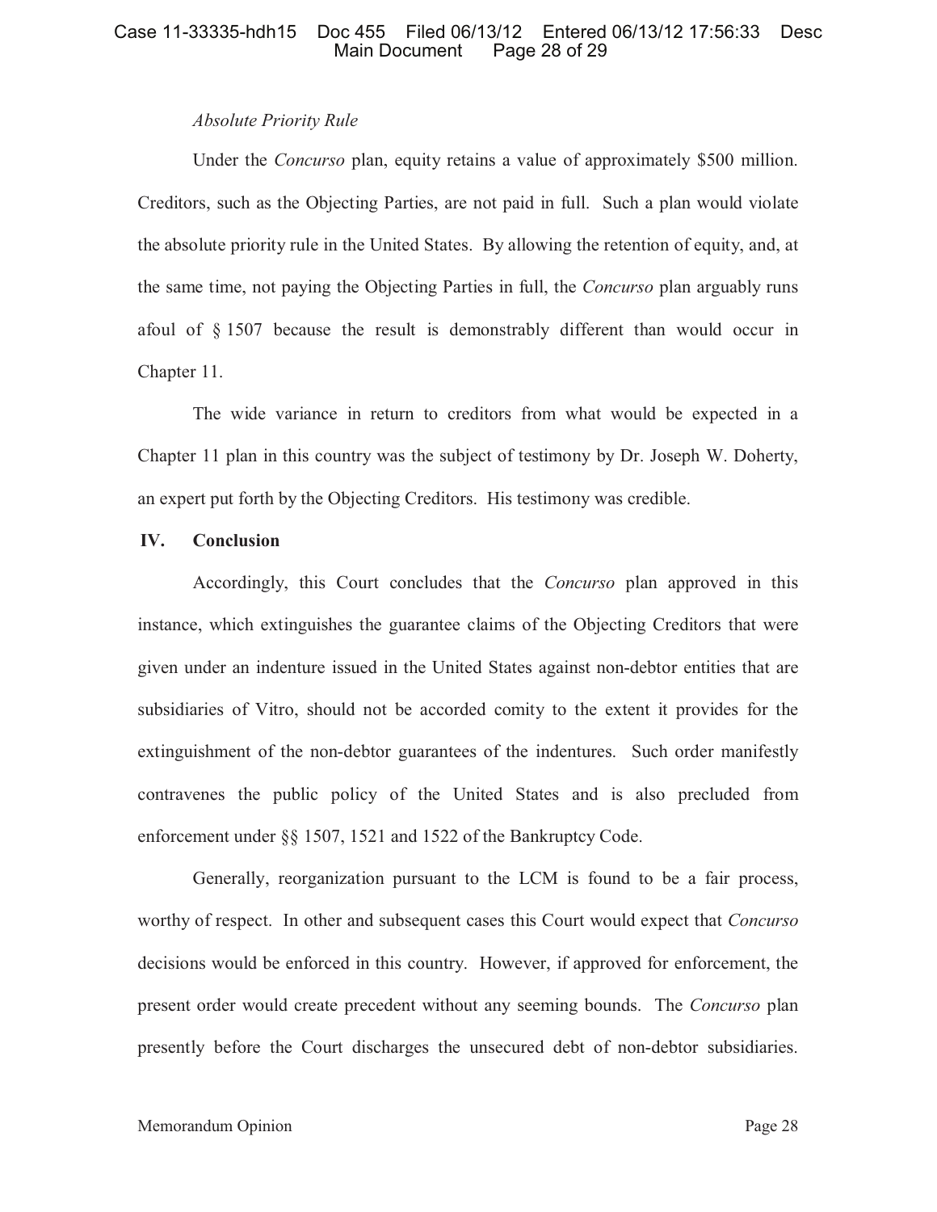*Absolute Priority Rule*

Under the *Concurso* plan, equity retains a value of approximately $500 million. Creditors, such as the Objecting Parties, are not paid in full. Such a plan would violate the absolute priority rule in the United States. By allowing the retention of equity, and, at the same time, not paying the Objecting Parties in full, the *Concurso* plan arguably runs afoul of § 1507 because the result is demonstrably different than would occur in Chapter 11.

The wide variance in return to creditors from what would be expected in a Chapter 11 plan in this country was the subject of testimony by Dr. Joseph W. Doherty, an expert put forth by the Objecting Creditors. His testimony was credible.

## IV. Conclusion

Accordingly, this Court concludes that the *Concurso* plan approved in this instance, which extinguishes the guarantee claims of the Objecting Creditors that were given under an indenture issued in the United States against non-debtor entities that are subsidiaries of Vitro, should not be accorded comity to the extent it provides for the extinguishment of the non-debtor guarantees of the indentures. Such order manifestly contravenes the public policy of the United States and is also precluded from enforcement under §§ 1507, 1521 and 1522 of the Bankruptcy Code.

Generally, reorganization pursuant to the LCM is found to be a fair process, worthy of respect. In other and subsequent cases this Court would expect that *Concurso* decisions would be enforced in this country. However, if approved for enforcement, the present order would create precedent without any seeming bounds. The *Concurso* plan presently before the Court discharges the unsecured debt of non-debtor subsidiaries.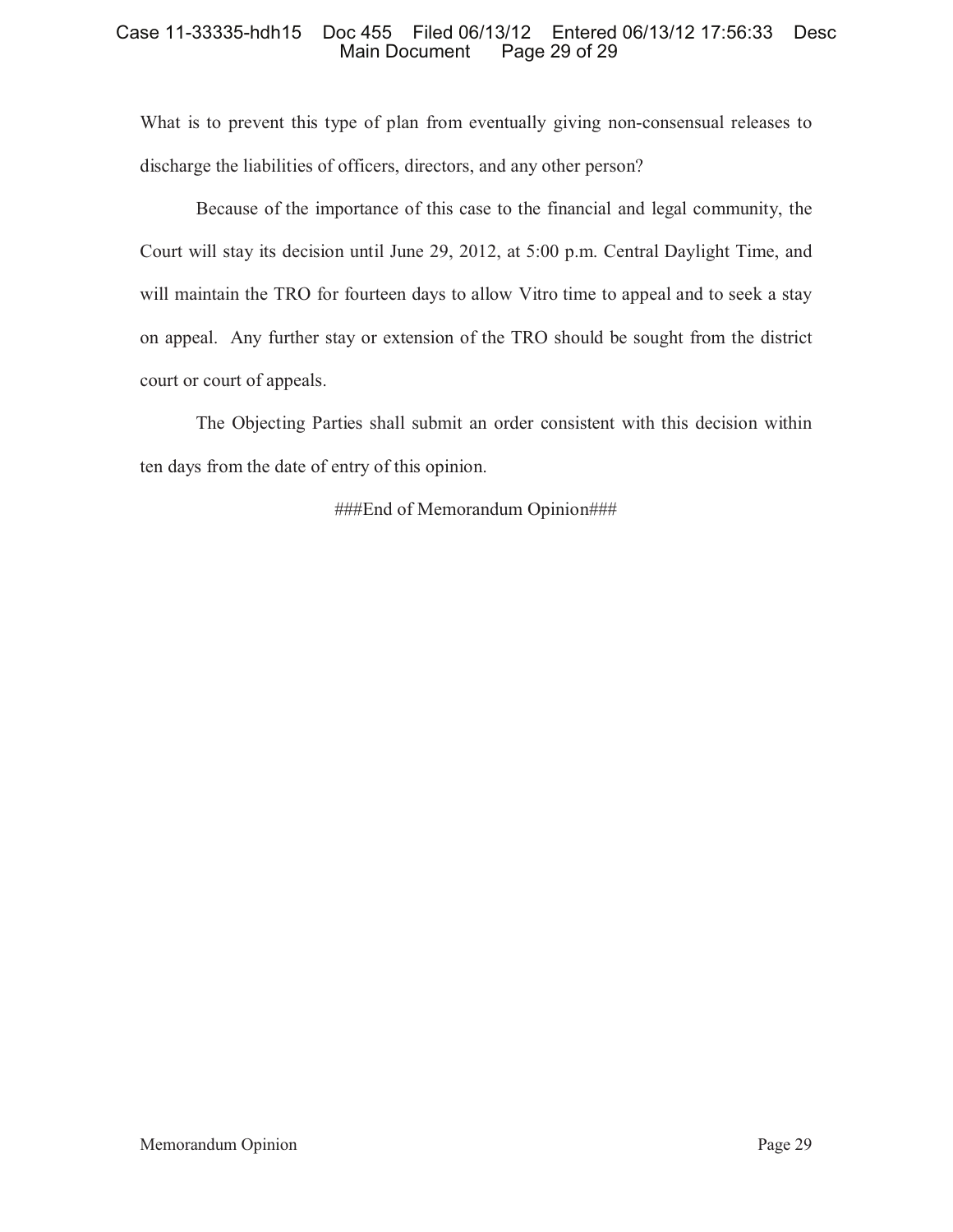What is to prevent this type of plan from eventually giving non-consensual releases to discharge the liabilities of officers, directors, and any other person?

Because of the importance of this case to the financial and legal community, the Court will stay its decision until June 29, 2012, at 5:00 p.m. Central Daylight Time, and will maintain the TRO for fourteen days to allow Vitro time to appeal and to seek a stay on appeal. Any further stay or extension of the TRO should be sought from the district court or court of appeals.

The Objecting Parties shall submit an order consistent with this decision within ten days from the date of entry of this opinion.

###End of Memorandum Opinion###